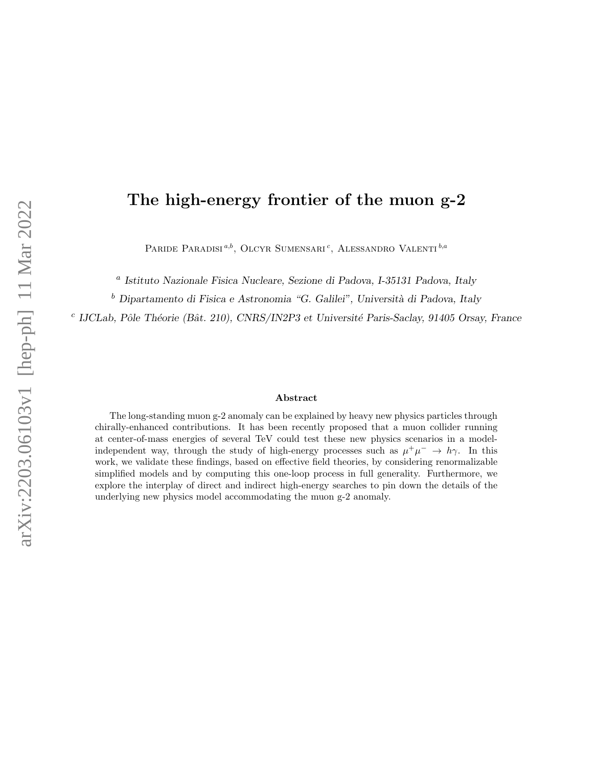# The high-energy frontier of the muon g-2

Paride Paradisi [a,b], Olcyr Sumensari [c], Alessandro Valenti [b,a]

[a] *Istituto Nazionale Fisica Nucleare, Sezione di Padova, I-35131 Padova, Italy*

[b] *Dipartamento di Fisica e Astronomia "G. Galilei", Università di Padova, Italy*

[c] *IJCLab, Pôle Théorie (Bât. 210), CNRS/IN2P3 et Université Paris-Saclay, 91405 Orsay, France*

## Abstract

The long-standing muon g-2 anomaly can be explained by heavy new physics particles through chirally-enhanced contributions. It has been recently proposed that a muon collider running at center-of-mass energies of several TeV could test these new physics scenarios in a model-independent way, through the study of high-energy processes such as $\mu^+\mu^- \to h\gamma$. In this work, we validate these findings, based on effective field theories, by considering renormalizable simplified models and by computing this one-loop process in full generality. Furthermore, we explore the interplay of direct and indirect high-energy searches to pin down the details of the underlying new physics model accommodating the muon g-2 anomaly.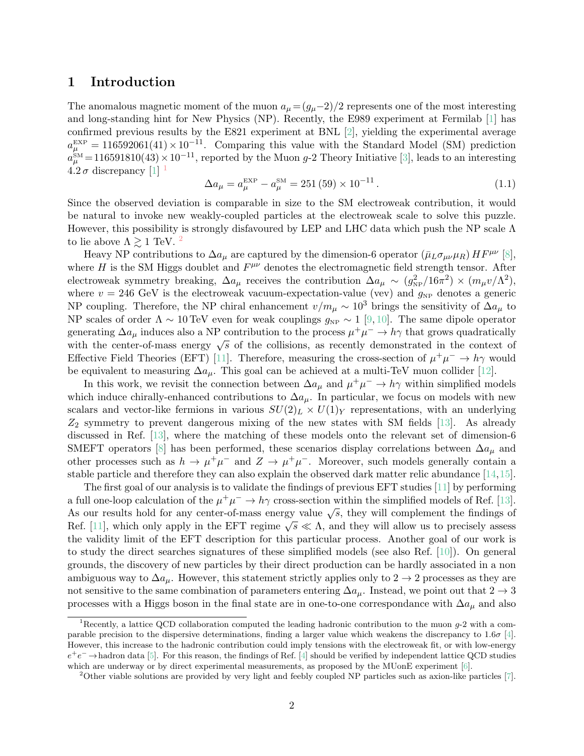## 1 Introduction

The anomalous magnetic moment of the muon $a_\mu = (g_\mu - 2)/2$ represents one of the most interesting and long-standing hint for New Physics (NP). Recently, the E989 experiment at Fermilab [1] has confirmed previous results by the E821 experiment at BNL [2], yielding the experimental average $a_\mu^{\rm EXP} = 116592061(41) \times 10^{-11}$. Comparing this value with the Standard Model (SM) prediction $a_\mu^{\rm SM} = 116591810(43) \times 10^{-11}$, reported by the Muon $g$-2 Theory Initiative [3], leads to an interesting $4.2\,\sigma$ discrepancy [1] [1]

$$\Delta a_\mu = a_\mu^{\rm EXP} - a_\mu^{\rm SM} = 251\,(59) \times 10^{-11}\,. \tag{1.1}$$

Since the observed deviation is comparable in size to the SM electroweak contribution, it would be natural to invoke new weakly-coupled particles at the electroweak scale to solve this puzzle. However, this possibility is strongly disfavoured by LEP and LHC data which push the NP scale $\Lambda$ to lie above $\Lambda \gtrsim 1$ TeV. [2]

Heavy NP contributions to $\Delta a_\mu$ are captured by the dimension-6 operator $(\bar{\mu}_L \sigma_{\mu\nu} \mu_R)\, H F^{\mu\nu}$ [8], where $H$ is the SM Higgs doublet and $F^{\mu\nu}$ denotes the electromagnetic field strength tensor. After electroweak symmetry breaking, $\Delta a_\mu$ receives the contribution $\Delta a_\mu \sim (g_{\rm NP}^2/16\pi^2) \times (m_\mu v/\Lambda^2)$, where $v = 246$ GeV is the electroweak vacuum-expectation-value (vev) and $g_{\rm NP}$ denotes a generic NP coupling. Therefore, the NP chiral enhancement $v/m_\mu \sim 10^3$ brings the sensitivity of $\Delta a_\mu$ to NP scales of order $\Lambda \sim 10\,$TeV even for weak couplings $g_{\rm NP} \sim 1$ [9,10]. The same dipole operator generating $\Delta a_\mu$ induces also a NP contribution to the process $\mu^+\mu^- \to h\gamma$ that grows quadratically with the center-of-mass energy $\sqrt{s}$ of the collisions, as recently demonstrated in the context of Effective Field Theories (EFT) [11]. Therefore, measuring the cross-section of $\mu^+\mu^- \to h\gamma$ would be equivalent to measuring $\Delta a_\mu$. This goal can be achieved at a multi-TeV muon collider [12].

In this work, we revisit the connection between $\Delta a_\mu$ and $\mu^+\mu^- \to h\gamma$ within simplified models which induce chirally-enhanced contributions to $\Delta a_\mu$. In particular, we focus on models with new scalars and vector-like fermions in various $SU(2)_L \times U(1)_Y$ representations, with an underlying $Z_2$ symmetry to prevent dangerous mixing of the new states with SM fields [13]. As already discussed in Ref. [13], where the matching of these models onto the relevant set of dimension-6 SMEFT operators [8] has been performed, these scenarios display correlations between $\Delta a_\mu$ and other processes such as $h \to \mu^+\mu^-$ and $Z \to \mu^+\mu^-$. Moreover, such models generally contain a stable particle and therefore they can also explain the observed dark matter relic abundance [14,15].

The first goal of our analysis is to validate the findings of previous EFT studies [11] by performing a full one-loop calculation of the $\mu^+\mu^- \to h\gamma$ cross-section within the simplified models of Ref. [13]. As our results hold for any center-of-mass energy value $\sqrt{s}$, they will complement the findings of Ref. [11], which only apply in the EFT regime $\sqrt{s} \ll \Lambda$, and they will allow us to precisely assess the validity limit of the EFT description for this particular process. Another goal of our work is to study the direct searches signatures of these simplified models (see also Ref. [10]). On general grounds, the discovery of new particles by their direct production can be hardly associated in a non ambiguous way to $\Delta a_\mu$. However, this statement strictly applies only to $2 \to 2$ processes as they are not sensitive to the same combination of parameters entering $\Delta a_\mu$. Instead, we point out that $2 \to 3$ processes with a Higgs boson in the final state are in one-to-one correspondance with $\Delta a_\mu$ and also

[1] Recently, a lattice QCD collaboration computed the leading hadronic contribution to the muon $g$-2 with a comparable precision to the dispersive determinations, finding a larger value which weakens the discrepancy to $1.6\sigma$ [4]. However, this increase to the hadronic contribution could imply tensions with the electroweak fit, or with low-energy $e^+e^- \to$hadron data [5]. For this reason, the findings of Ref. [4] should be verified by independent lattice QCD studies which are underway or by direct experimental measurements, as proposed by the MUonE experiment [6].

[2] Other viable solutions are provided by very light and feebly coupled NP particles such as axion-like particles [7].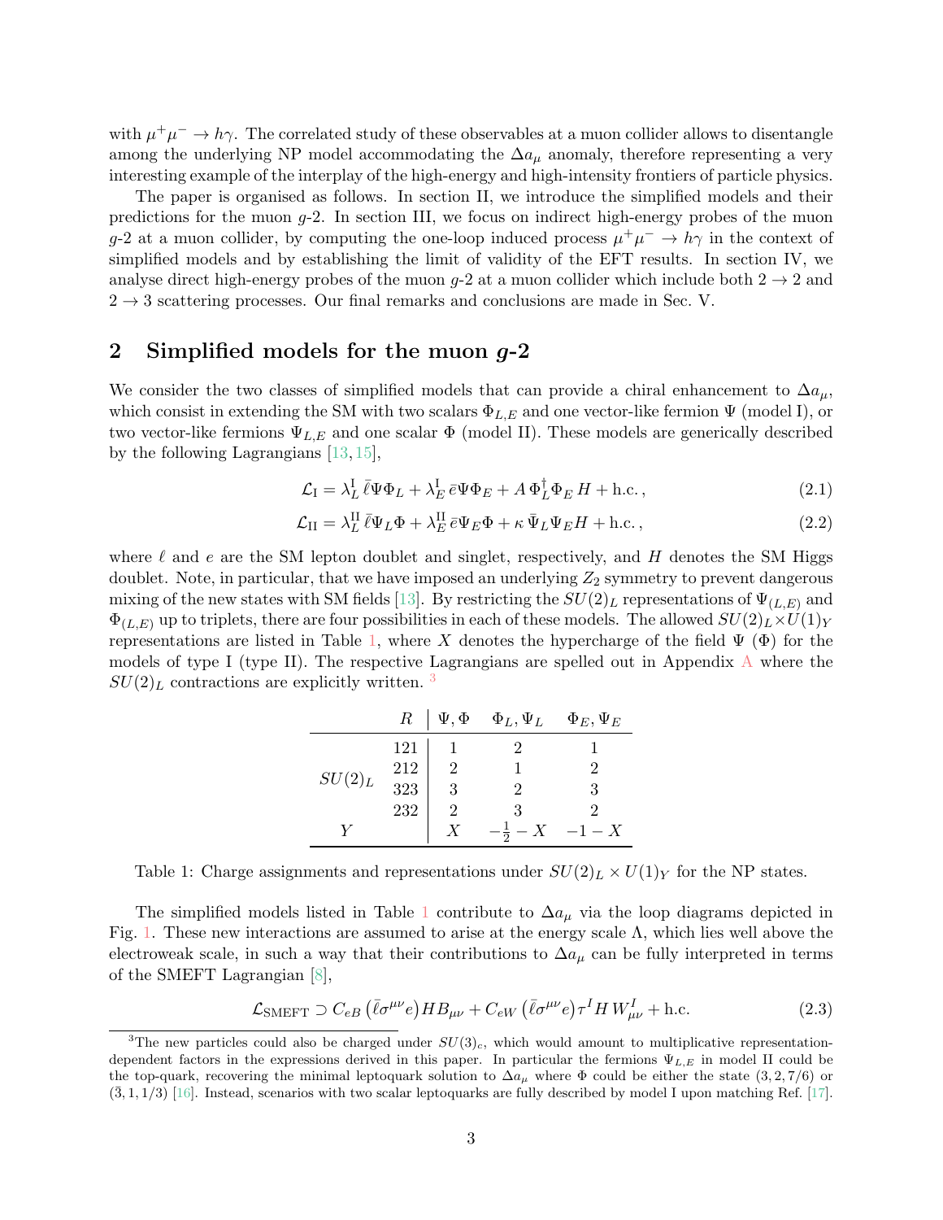with $\mu^+\mu^- \to h\gamma$. The correlated study of these observables at a muon collider allows to disentangle among the underlying NP model accommodating the $\Delta a_\mu$ anomaly, therefore representing a very interesting example of the interplay of the high-energy and high-intensity frontiers of particle physics.

The paper is organised as follows. In section II, we introduce the simplified models and their predictions for the muon $g$-2. In section III, we focus on indirect high-energy probes of the muon $g$-2 at a muon collider, by computing the one-loop induced process $\mu^+\mu^- \to h\gamma$ in the context of simplified models and by establishing the limit of validity of the EFT results. In section IV, we analyse direct high-energy probes of the muon $g$-2 at a muon collider which include both $2 \to 2$ and $2 \to 3$ scattering processes. Our final remarks and conclusions are made in Sec. V.

## 2 Simplified models for the muon $g$-2

We consider the two classes of simplified models that can provide a chiral enhancement to $\Delta a_\mu$, which consist in extending the SM with two scalars $\Phi_{L,E}$ and one vector-like fermion $\Psi$ (model I), or two vector-like fermions $\Psi_{L,E}$ and one scalar $\Phi$ (model II). These models are generically described by the following Lagrangians [13, 15],

$$\mathcal{L}_{\rm I} = \lambda_L^{\rm I}\, \bar{\ell}\Psi\Phi_L + \lambda_E^{\rm I}\, \bar{e}\Psi\Phi_E + A\, \Phi_L^\dagger \Phi_E\, H + \text{h.c.}\,, \tag{2.1}$$

$$\mathcal{L}_{\rm II} = \lambda_L^{\rm II}\, \bar{\ell}\Psi_L\Phi + \lambda_E^{\rm II}\, \bar{e}\Psi_E\Phi + \kappa\, \bar{\Psi}_L\Psi_E H + \text{h.c.}\,, \tag{2.2}$$

where $\ell$ and $e$ are the SM lepton doublet and singlet, respectively, and $H$ denotes the SM Higgs doublet. Note, in particular, that we have imposed an underlying $Z_2$ symmetry to prevent dangerous mixing of the new states with SM fields [13]. By restricting the $SU(2)_L$ representations of $\Psi_{(L,E)}$ and $\Phi_{(L,E)}$ up to triplets, there are four possibilities in each of these models. The allowed $SU(2)_L \times U(1)_Y$ representations are listed in Table 1, where $X$ denotes the hypercharge of the field $\Psi$ ($\Phi$) for the models of type I (type II). The respective Lagrangians are spelled out in Appendix A where the $SU(2)_L$ contractions are explicitly written. [3]

| | $R$ | $\Psi, \Phi$ | $\Phi_L, \Psi_L$ | $\Phi_E, \Psi_E$ |
|---|---|---|---|---|
| $SU(2)_L$ | 121 | 1 | 2 | 1 |
| | 212 | 2 | 1 | 2 |
| | 323 | 3 | 2 | 3 |
| | 232 | 2 | 3 | 2 |
| $Y$ | | $X$ | $-\frac{1}{2} - X$ | $-1 - X$ |

Table 1: Charge assignments and representations under $SU(2)_L \times U(1)_Y$ for the NP states.

The simplified models listed in Table 1 contribute to $\Delta a_\mu$ via the loop diagrams depicted in Fig. 1. These new interactions are assumed to arise at the energy scale $\Lambda$, which lies well above the electroweak scale, in such a way that their contributions to $\Delta a_\mu$ can be fully interpreted in terms of the SMEFT Lagrangian [8],

$$\mathcal{L}_{\rm SMEFT} \supset C_{eB}\, \big(\bar{\ell}\sigma^{\mu\nu} e\big) H B_{\mu\nu} + C_{eW}\, \big(\bar{\ell}\sigma^{\mu\nu} e\big)\tau^I H\, W^I_{\mu\nu} + \text{h.c.} \tag{2.3}$$

[3] The new particles could also be charged under $SU(3)_c$, which would amount to multiplicative representation-dependent factors in the expressions derived in this paper. In particular the fermions $\Psi_{L,E}$ in model II could be the top-quark, recovering the minimal leptoquark solution to $\Delta a_\mu$ where $\Phi$ could be either the state $(3, 2, 7/6)$ or $(\bar{3}, 1, 1/3)$ [16]. Instead, scenarios with two scalar leptoquarks are fully described by model I upon matching Ref. [17].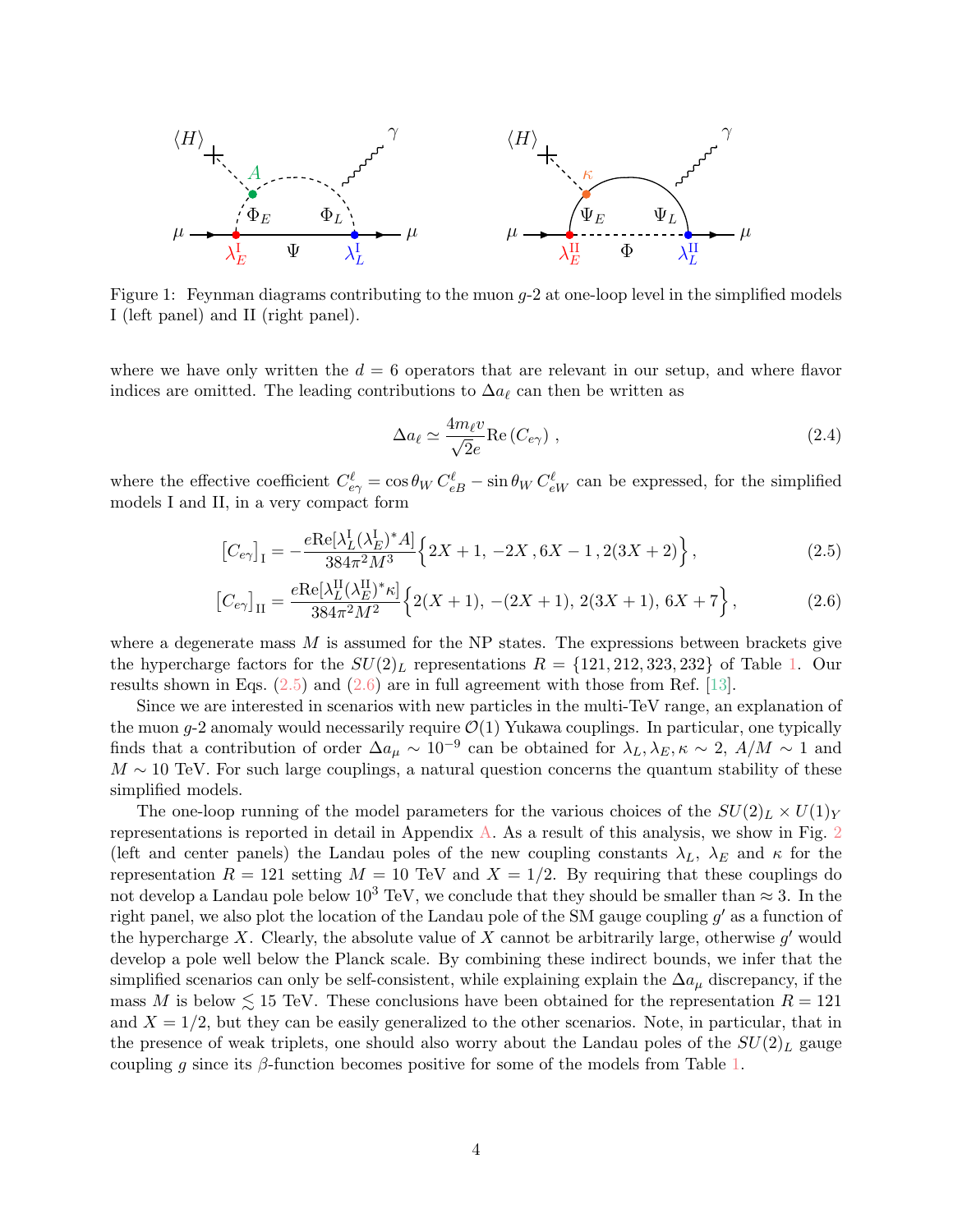Figure 1: Feynman diagrams contributing to the muon $g$-2 at one-loop level in the simplified models I (left panel) and II (right panel).

where we have only written the $d = 6$ operators that are relevant in our setup, and where flavor indices are omitted. The leading contributions to $\Delta a_\ell$ can then be written as

$$\Delta a_\ell \simeq \frac{4 m_\ell v}{\sqrt{2} e} \mathrm{Re}\left(C_{e\gamma}\right) , \tag{2.4}$$

where the effective coefficient $C^\ell_{e\gamma} = \cos\theta_W \, C^\ell_{eB} - \sin\theta_W \, C^\ell_{eW}$ can be expressed, for the simplified models I and II, in a very compact form

$$\left[C_{e\gamma}\right]_{\mathrm{I}} = -\frac{e \mathrm{Re}[\lambda^{\mathrm{I}}_L (\lambda^{\mathrm{I}}_E)^* A]}{384\pi^2 M^3} \Big\{ 2X+1 ,\, -2X \,, 6X-1 \,, 2(3X+2) \Big\} , \tag{2.5}$$

$$\left[C_{e\gamma}\right]_{\mathrm{II}} = \frac{e \mathrm{Re}[\lambda^{\mathrm{II}}_L (\lambda^{\mathrm{II}}_E)^* \kappa]}{384\pi^2 M^2} \Big\{ 2(X+1),\, -(2X+1),\, 2(3X+1),\, 6X+7 \Big\} , \tag{2.6}$$

where a degenerate mass $M$ is assumed for the NP states. The expressions between brackets give the hypercharge factors for the $SU(2)_L$ representations $R = \{121, 212, 323, 232\}$ of Table 1. Our results shown in Eqs. (2.5) and (2.6) are in full agreement with those from Ref. [13].

Since we are interested in scenarios with new particles in the multi-TeV range, an explanation of the muon $g$-2 anomaly would necessarily require $\mathcal{O}(1)$ Yukawa couplings. In particular, one typically finds that a contribution of order $\Delta a_\mu \sim 10^{-9}$ can be obtained for $\lambda_L, \lambda_E, \kappa \sim 2$, $A/M \sim 1$ and $M \sim 10$ TeV. For such large couplings, a natural question concerns the quantum stability of these simplified models.

The one-loop running of the model parameters for the various choices of the $SU(2)_L \times U(1)_Y$ representations is reported in detail in Appendix A. As a result of this analysis, we show in Fig. 2 (left and center panels) the Landau poles of the new coupling constants $\lambda_L$, $\lambda_E$ and $\kappa$ for the representation $R = 121$ setting $M = 10$ TeV and $X = 1/2$. By requiring that these couplings do not develop a Landau pole below $10^3$ TeV, we conclude that they should be smaller than $\approx 3$. In the right panel, we also plot the location of the Landau pole of the SM gauge coupling $g'$ as a function of the hypercharge $X$. Clearly, the absolute value of $X$ cannot be arbitrarily large, otherwise $g'$ would develop a pole well below the Planck scale. By combining these indirect bounds, we infer that the simplified scenarios can only be self-consistent, while explaining explain the $\Delta a_\mu$ discrepancy, if the mass $M$ is below $\lesssim 15$ TeV. These conclusions have been obtained for the representation $R = 121$ and $X = 1/2$, but they can be easily generalized to the other scenarios. Note, in particular, that in the presence of weak triplets, one should also worry about the Landau poles of the $SU(2)_L$ gauge coupling $g$ since its $\beta$-function becomes positive for some of the models from Table 1.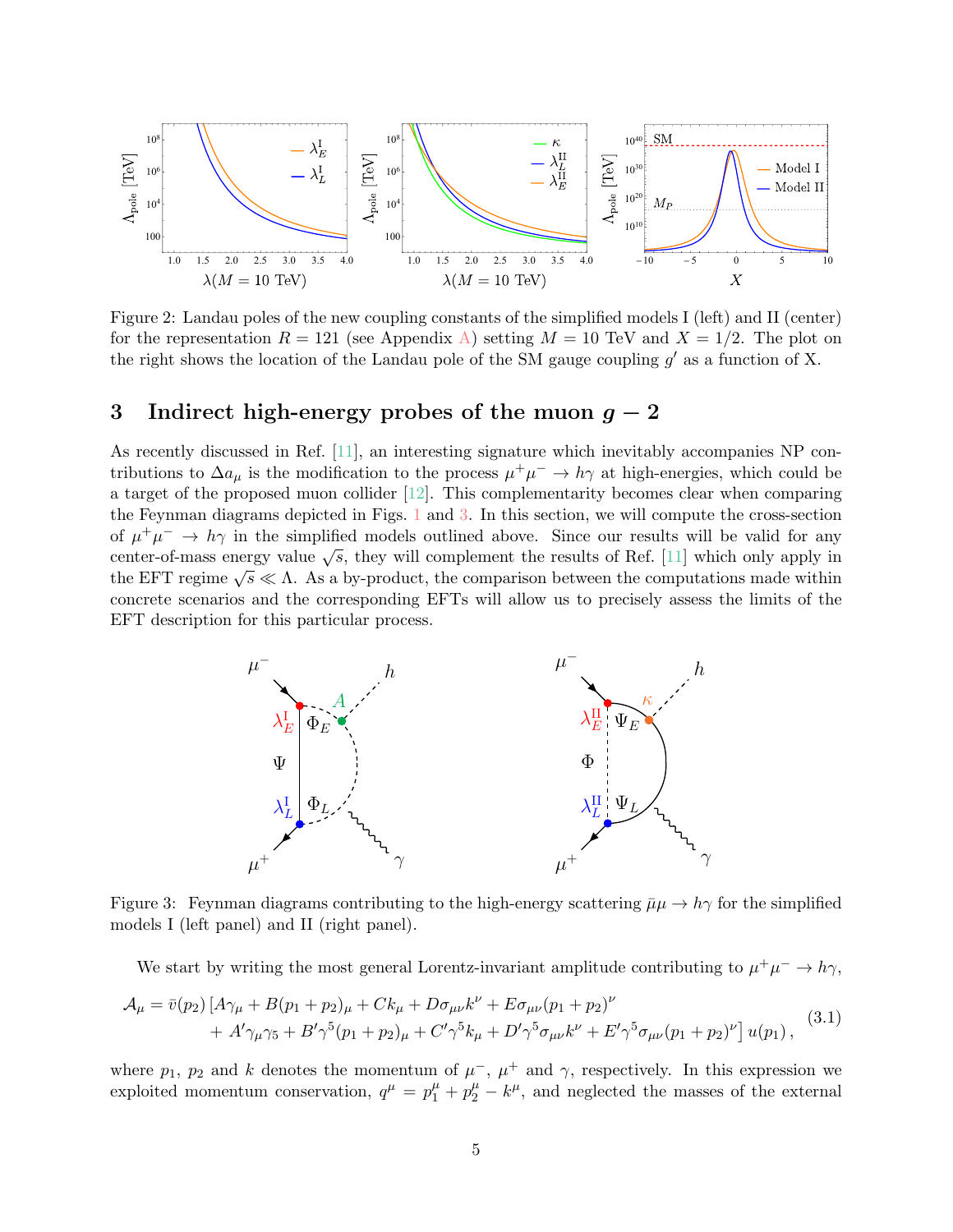Figure 2: Landau poles of the new coupling constants of the simplified models I (left) and II (center) for the representation $R = 121$ (see Appendix A) setting $M = 10$ TeV and $X = 1/2$. The plot on the right shows the location of the Landau pole of the SM gauge coupling $g'$ as a function of X.

## 3 Indirect high-energy probes of the muon $g - 2$

As recently discussed in Ref. [11], an interesting signature which inevitably accompanies NP contributions to $\Delta a_\mu$ is the modification to the process $\mu^+\mu^- \to h\gamma$ at high-energies, which could be a target of the proposed muon collider [12]. This complementarity becomes clear when comparing the Feynman diagrams depicted in Figs. 1 and 3. In this section, we will compute the cross-section of $\mu^+\mu^- \to h\gamma$ in the simplified models outlined above. Since our results will be valid for any center-of-mass energy value $\sqrt{s}$, they will complement the results of Ref. [11] which only apply in the EFT regime $\sqrt{s} \ll \Lambda$. As a by-product, the comparison between the computations made within concrete scenarios and the corresponding EFTs will allow us to precisely assess the limits of the EFT description for this particular process.

Figure 3: Feynman diagrams contributing to the high-energy scattering $\bar{\mu}\mu \to h\gamma$ for the simplified models I (left panel) and II (right panel).

We start by writing the most general Lorentz-invariant amplitude contributing to $\mu^+\mu^- \to h\gamma$,

$$
\begin{aligned}
\mathcal{A}_\mu = \bar{v}(p_2)\,[&A\gamma_\mu + B(p_1+p_2)_\mu + Ck_\mu + D\sigma_{\mu\nu}k^\nu + E\sigma_{\mu\nu}(p_1+p_2)^\nu \\
&+ A'\gamma_\mu\gamma_5 + B'\gamma^5(p_1+p_2)_\mu + C'\gamma^5 k_\mu + D'\gamma^5\sigma_{\mu\nu}k^\nu + E'\gamma^5\sigma_{\mu\nu}(p_1+p_2)^\nu]\,u(p_1)\,,
\end{aligned}
\tag{3.1}
$$

where $p_1$, $p_2$ and $k$ denotes the momentum of $\mu^-$, $\mu^+$ and $\gamma$, respectively. In this expression we exploited momentum conservation, $q^\mu = p_1^\mu + p_2^\mu - k^\mu$, and neglected the masses of the external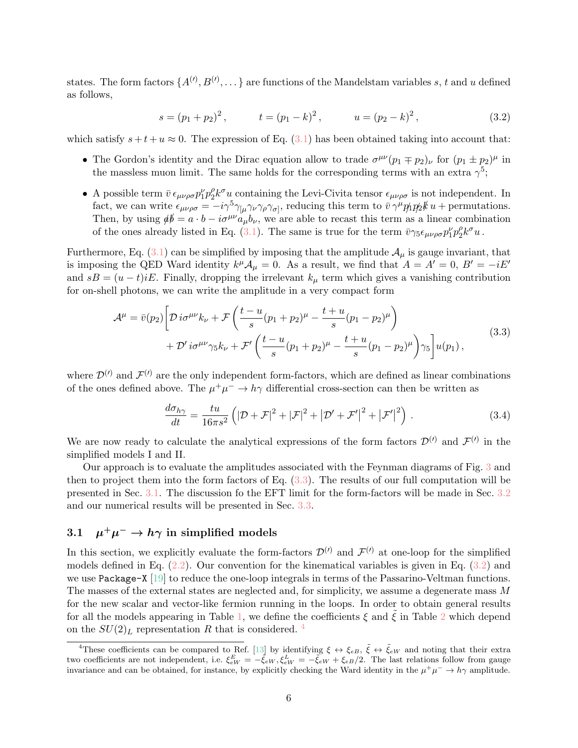states. The form factors $\{A^{(\prime)}, B^{(\prime)}, \dots\}$ are functions of the Mandelstam variables $s$, $t$ and $u$ defined as follows,

$$
s = (p_1 + p_2)^2 \,, \qquad t = (p_1 - k)^2 \,, \qquad u = (p_2 - k)^2 \,, \tag{3.2}
$$

which satisfy $s + t + u \approx 0$. The expression of Eq. (3.1) has been obtained taking into account that:

- The Gordon's identity and the Dirac equation allow to trade $\sigma^{\mu\nu}(p_1 \mp p_2)_\nu$ for $(p_1 \pm p_2)^\mu$ in the massless muon limit. The same holds for the corresponding terms with an extra $\gamma^5$;
- A possible term $\bar{v}\,\epsilon_{\mu\nu\rho\sigma} p_1^\nu p_2^\rho k^\sigma u$ containing the Levi-Civita tensor $\epsilon_{\mu\nu\rho\sigma}$ is not independent. In fact, we can write $\epsilon_{\mu\nu\rho\sigma} = -i\gamma^5\gamma_{[\mu}\gamma_\nu\gamma_\rho\gamma_{\sigma]}$, reducing this term to $\bar{v}\,\gamma^\mu \not{p}_1 \not{p}_2 \not{k}\, u +$ permutations. Then, by using $\not{a}\not{b} = a\cdot b - i\sigma^{\mu\nu}a_\mu b_\nu$, we are able to recast this term as a linear combination of the ones already listed in Eq. (3.1). The same is true for the term $\bar{v}\gamma_5\epsilon_{\mu\nu\rho\sigma}p_1^\nu p_2^\rho k^\sigma u$.

Furthermore, Eq. (3.1) can be simplified by imposing that the amplitude $\mathcal{A}_\mu$ is gauge invariant, that is imposing the QED Ward identity $k^\mu \mathcal{A}_\mu = 0$. As a result, we find that $A = A' = 0$, $B' = -iE'$ and $sB = (u-t)iE$. Finally, dropping the irrelevant $k_\mu$ term which gives a vanishing contribution for on-shell photons, we can write the amplitude in a very compact form

$$
\begin{aligned}
\mathcal{A}^\mu = \bar{v}(p_2)\bigg[&\mathcal{D}\, i\sigma^{\mu\nu}k_\nu + \mathcal{F}\left(\frac{t-u}{s}(p_1+p_2)^\mu - \frac{t+u}{s}(p_1-p_2)^\mu\right) \\
&+ \mathcal{D}'\, i\sigma^{\mu\nu}\gamma_5 k_\nu + \mathcal{F}'\left(\frac{t-u}{s}(p_1+p_2)^\mu - \frac{t+u}{s}(p_1-p_2)^\mu\right)\gamma_5\bigg]u(p_1)\,,
\end{aligned} \tag{3.3}
$$

where $\mathcal{D}^{(\prime)}$ and $\mathcal{F}^{(\prime)}$ are the only independent form-factors, which are defined as linear combinations of the ones defined above. The $\mu^+\mu^- \to h\gamma$ differential cross-section can then be written as

$$
\frac{d\sigma_{h\gamma}}{dt} = \frac{tu}{16\pi s^2}\left(|\mathcal{D}+\mathcal{F}|^2 + |\mathcal{F}|^2 + |\mathcal{D}'+\mathcal{F}'|^2 + |\mathcal{F}'|^2\right)\,. \tag{3.4}
$$

We are now ready to calculate the analytical expressions of the form factors $\mathcal{D}^{(\prime)}$ and $\mathcal{F}^{(\prime)}$ in the simplified models I and II.

Our approach is to evaluate the amplitudes associated with the Feynman diagrams of Fig. 3 and then to project them into the form factors of Eq. (3.3). The results of our full computation will be presented in Sec. 3.1. The discussion fo the EFT limit for the form-factors will be made in Sec. 3.2 and our numerical results will be presented in Sec. 3.3.

### 3.1 $\mu^+\mu^- \to h\gamma$ in simplified models

In this section, we explicitly evaluate the form-factors $\mathcal{D}^{(\prime)}$ and $\mathcal{F}^{(\prime)}$ at one-loop for the simplified models defined in Eq. (2.2). Our convention for the kinematical variables is given in Eq. (3.2) and we use `Package-X` [19] to reduce the one-loop integrals in terms of the Passarino-Veltman functions. The masses of the external states are neglected and, for simplicity, we assume a degenerate mass $M$ for the new scalar and vector-like fermion running in the loops. In order to obtain general results for all the models appearing in Table 1, we define the coefficients $\xi$ and $\tilde{\xi}$ in Table 2 which depend on the $SU(2)_L$ representation $R$ that is considered. [4]

[4] These coefficients can be compared to Ref. [13] by identifying $\xi \leftrightarrow \xi_{eB}$, $\tilde{\xi} \leftrightarrow \tilde{\xi}_{eW}$ and noting that their extra two coefficients are not independent, i.e. $\xi^E_{eW} = -\tilde{\xi}_{eW}, \xi^L_{eW} = -\tilde{\xi}_{eW} + \xi_{eB}/2$. The last relations follow from gauge invariance and can be obtained, for instance, by explicitly checking the Ward identity in the $\mu^+\mu^- \to h\gamma$ amplitude.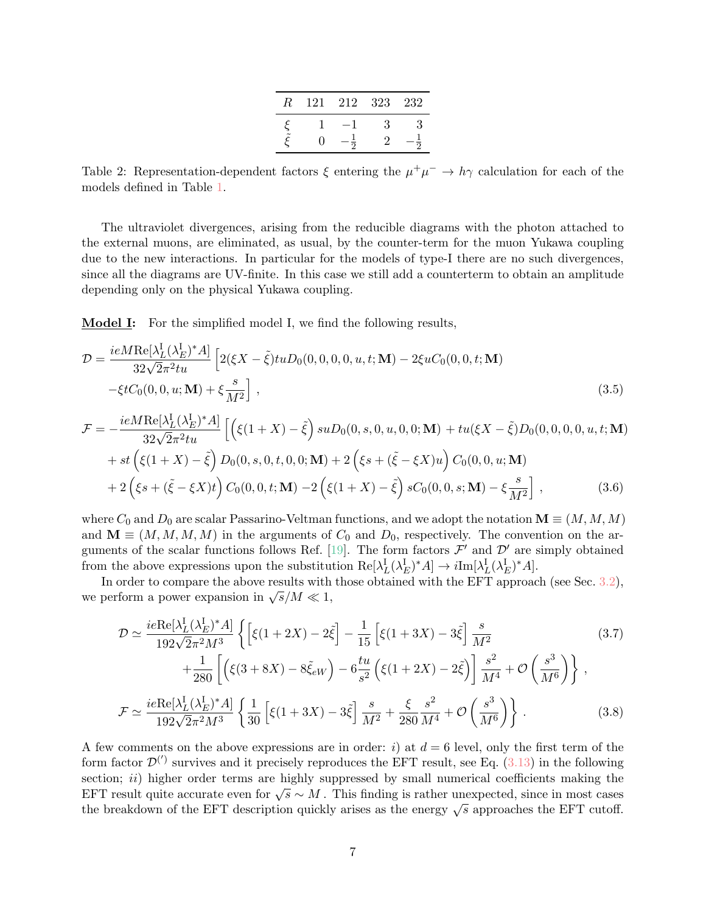| $R$ | 121 | 212 | 323 | 232 |
|---|---|---|---|---|
| $\xi$ | 1 | $-1$ | 3 | 3 |
| $\tilde{\xi}$ | 0 | $-\frac{1}{2}$ | 2 | $-\frac{1}{2}$ |

Table 2: Representation-dependent factors $\xi$ entering the $\mu^+\mu^- \to h\gamma$ calculation for each of the models defined in Table 1.

The ultraviolet divergences, arising from the reducible diagrams with the photon attached to the external muons, are eliminated, as usual, by the counter-term for the muon Yukawa coupling due to the new interactions. In particular for the models of type-I there are no such divergences, since all the diagrams are UV-finite. In this case we still add a counterterm to obtain an amplitude depending only on the physical Yukawa coupling.

**Model I:** For the simplified model I, we find the following results,

$$
\begin{aligned}
\mathcal{D} = \frac{ieM\text{Re}[\lambda_L^{\text{I}}(\lambda_E^{\text{I}})^* A]}{32\sqrt{2}\pi^2 tu} \Big[ & 2(\xi X - \tilde{\xi}) tu D_0(0,0,0,0,u,t;\mathbf{M}) - 2\xi u C_0(0,0,t;\mathbf{M}) \\
& - \xi t C_0(0,0,u;\mathbf{M}) + \xi \frac{s}{M^2} \Big] \,,
\end{aligned} \tag{3.5}
$$

$$
\begin{aligned}
\mathcal{F} = -\frac{ieM\text{Re}[\lambda_L^{\text{I}}(\lambda_E^{\text{I}})^* A]}{32\sqrt{2}\pi^2 tu} \Big[ & \Big(\xi(1+X) - \tilde{\xi}\Big) su D_0(0,s,0,u,0,0;\mathbf{M}) + tu(\xi X - \tilde{\xi}) D_0(0,0,0,0,u,t;\mathbf{M}) \\
& + st \Big(\xi(1+X) - \tilde{\xi}\Big) D_0(0,s,0,t,0,0;\mathbf{M}) + 2\Big(\xi s + (\tilde{\xi} - \xi X) u\Big) C_0(0,0,u;\mathbf{M}) \\
& + 2\Big(\xi s + (\tilde{\xi} - \xi X) t\Big) C_0(0,0,t;\mathbf{M}) - 2\Big(\xi(1+X) - \tilde{\xi}\Big) s C_0(0,0,s;\mathbf{M}) - \xi \frac{s}{M^2} \Big] \,,
\end{aligned} \tag{3.6}
$$

where $C_0$ and $D_0$ are scalar Passarino-Veltman functions, and we adopt the notation $\mathbf{M} \equiv (M,M,M)$ and $\mathbf{M} \equiv (M,M,M,M)$ in the arguments of $C_0$ and $D_0$, respectively. The convention on the arguments of the scalar functions follows Ref. [19]. The form factors $\mathcal{F}'$ and $\mathcal{D}'$ are simply obtained from the above expressions upon the substitution $\text{Re}[\lambda_L^{\text{I}}(\lambda_E^{\text{I}})^* A] \to i\text{Im}[\lambda_L^{\text{I}}(\lambda_E^{\text{I}})^* A]$.

In order to compare the above results with those obtained with the EFT approach (see Sec. 3.2), we perform a power expansion in $\sqrt{s}/M \ll 1$,

$$
\begin{aligned}
\mathcal{D} \simeq \frac{ie\text{Re}[\lambda_L^{\text{I}}(\lambda_E^{\text{I}})^* A]}{192\sqrt{2}\pi^2 M^3} \Big\{ & \Big[\xi(1+2X) - 2\tilde{\xi}\Big] - \frac{1}{15}\Big[\xi(1+3X) - 3\tilde{\xi}\Big] \frac{s}{M^2} \\
& + \frac{1}{280}\Big[\Big(\xi(3+8X) - 8\tilde{\xi}_{eW}\Big) - 6\frac{tu}{s^2}\Big(\xi(1+2X) - 2\tilde{\xi}\Big)\Big] \frac{s^2}{M^4} + \mathcal{O}\left(\frac{s^3}{M^6}\right) \Big\} \,,
\end{aligned} \tag{3.7}
$$

$$
\mathcal{F} \simeq \frac{ie\text{Re}[\lambda_L^{\text{I}}(\lambda_E^{\text{I}})^* A]}{192\sqrt{2}\pi^2 M^3} \left\{ \frac{1}{30}\Big[\xi(1+3X) - 3\tilde{\xi}\Big] \frac{s}{M^2} + \frac{\xi}{280}\frac{s^2}{M^4} + \mathcal{O}\left(\frac{s^3}{M^6}\right) \right\} . \tag{3.8}
$$

A few comments on the above expressions are in order: *i)* at $d = 6$ level, only the first term of the form factor $\mathcal{D}^{(\prime)}$ survives and it precisely reproduces the EFT result, see Eq. (3.13) in the following section; *ii)* higher order terms are highly suppressed by small numerical coefficients making the EFT result quite accurate even for $\sqrt{s} \sim M$. This finding is rather unexpected, since in most cases the breakdown of the EFT description quickly arises as the energy $\sqrt{s}$ approaches the EFT cutoff.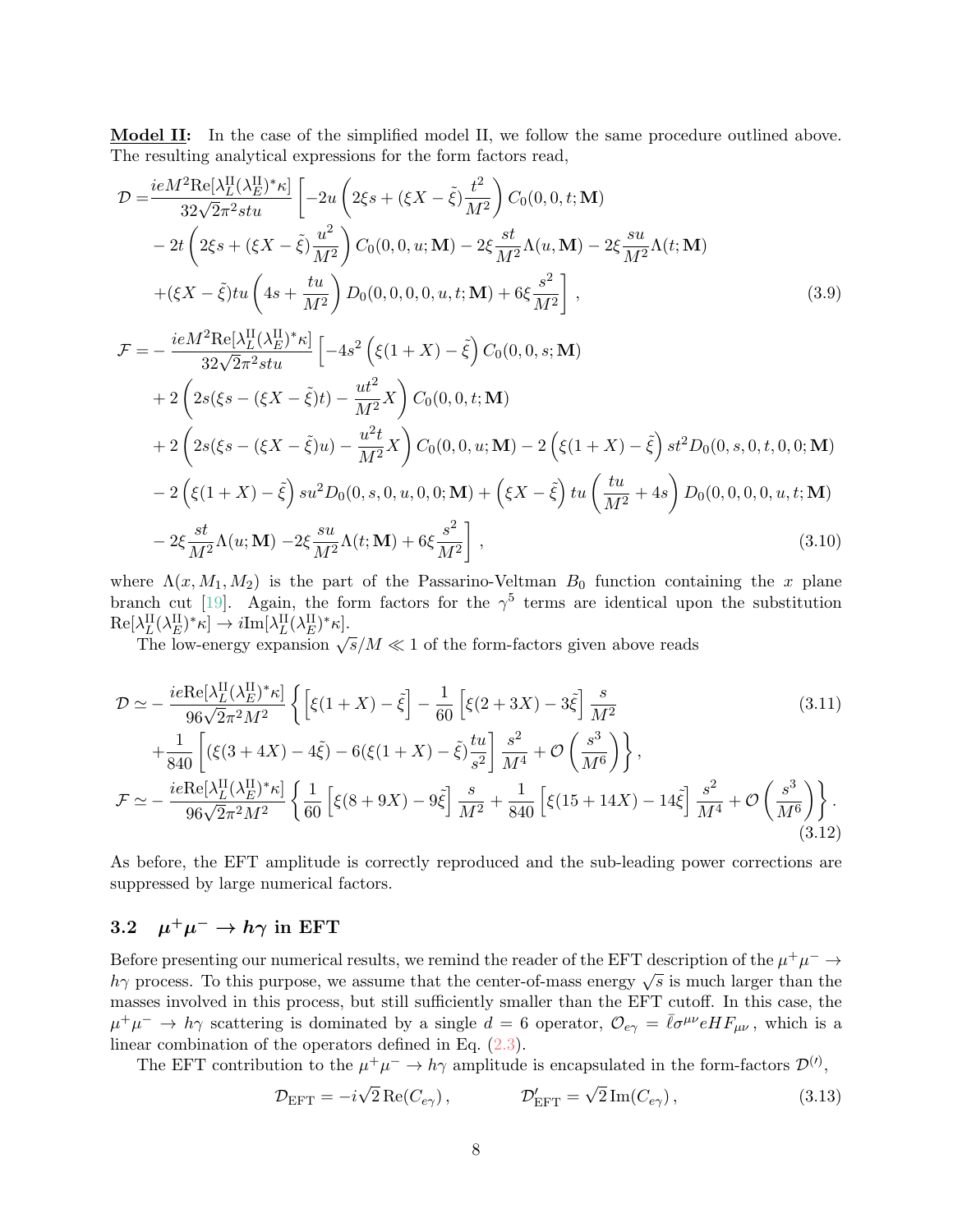**Model II:** In the case of the simplified model II, we follow the same procedure outlined above. The resulting analytical expressions for the form factors read,

$$
\begin{aligned}
\mathcal{D} =& \frac{ieM^2 \mathrm{Re}[\lambda_L^{\mathrm{II}}(\lambda_E^{\mathrm{II}})^*\kappa]}{32\sqrt{2}\pi^2 stu}\Bigg[-2u\left(2\xi s+(\xi X-\tilde{\xi})\frac{t^2}{M^2}\right)C_0(0,0,t;\mathbf{M}) \\
&-2t\left(2\xi s+(\xi X-\tilde{\xi})\frac{u^2}{M^2}\right)C_0(0,0,u;\mathbf{M})-2\xi\frac{st}{M^2}\Lambda(u,\mathbf{M})-2\xi\frac{su}{M^2}\Lambda(t;\mathbf{M}) \\
&+(\xi X-\tilde{\xi})tu\left(4s+\frac{tu}{M^2}\right)D_0(0,0,0,0,u,t;\mathbf{M})+6\xi\frac{s^2}{M^2}\Bigg]\,,
\end{aligned}
\tag{3.9}
$$

$$
\begin{aligned}
\mathcal{F} =& -\frac{ieM^2 \mathrm{Re}[\lambda_L^{\mathrm{II}}(\lambda_E^{\mathrm{II}})^*\kappa]}{32\sqrt{2}\pi^2 stu}\Bigg[-4s^2\left(\xi(1+X)-\tilde{\xi}\right)C_0(0,0,s;\mathbf{M}) \\
&+2\left(2s(\xi s-(\xi X-\tilde{\xi})t)-\frac{ut^2}{M^2}X\right)C_0(0,0,t;\mathbf{M}) \\
&+2\left(2s(\xi s-(\xi X-\tilde{\xi})u)-\frac{u^2t}{M^2}X\right)C_0(0,0,u;\mathbf{M})-2\left(\xi(1+X)-\tilde{\xi}\right)st^2D_0(0,s,0,t,0,0;\mathbf{M}) \\
&-2\left(\xi(1+X)-\tilde{\xi}\right)su^2D_0(0,s,0,u,0,0;\mathbf{M})+\left(\xi X-\tilde{\xi}\right)tu\left(\frac{tu}{M^2}+4s\right)D_0(0,0,0,0,u,t;\mathbf{M}) \\
&-2\xi\frac{st}{M^2}\Lambda(u;\mathbf{M})-2\xi\frac{su}{M^2}\Lambda(t;\mathbf{M})+6\xi\frac{s^2}{M^2}\Bigg]\,,
\end{aligned}
\tag{3.10}
$$

where $\Lambda(x, M_1, M_2)$ is the part of the Passarino-Veltman $B_0$ function containing the $x$ plane branch cut [19]. Again, the form factors for the $\gamma^5$ terms are identical upon the substitution $\mathrm{Re}[\lambda_L^{\mathrm{II}}(\lambda_E^{\mathrm{II}})^*\kappa] \to i\mathrm{Im}[\lambda_L^{\mathrm{II}}(\lambda_E^{\mathrm{II}})^*\kappa]$.

The low-energy expansion $\sqrt{s}/M \ll 1$ of the form-factors given above reads

$$
\begin{aligned}
\mathcal{D} \simeq& -\frac{ie\mathrm{Re}[\lambda_L^{\mathrm{II}}(\lambda_E^{\mathrm{II}})^*\kappa]}{96\sqrt{2}\pi^2 M^2}\Bigg\{\left[\xi(1+X)-\tilde{\xi}\right]-\frac{1}{60}\left[\xi(2+3X)-3\tilde{\xi}\right]\frac{s}{M^2} \\
&+\frac{1}{840}\left[(\xi(3+4X)-4\tilde{\xi})-6(\xi(1+X)-\tilde{\xi})\frac{tu}{s^2}\right]\frac{s^2}{M^4}+\mathcal{O}\left(\frac{s^3}{M^6}\right)\Bigg\}\,,
\end{aligned}
\tag{3.11}
$$

$$
\mathcal{F} \simeq -\frac{ie\mathrm{Re}[\lambda_L^{\mathrm{II}}(\lambda_E^{\mathrm{II}})^*\kappa]}{96\sqrt{2}\pi^2 M^2}\Bigg\{\frac{1}{60}\left[\xi(8+9X)-9\tilde{\xi}\right]\frac{s}{M^2}+\frac{1}{840}\left[\xi(15+14X)-14\tilde{\xi}\right]\frac{s^2}{M^4}+\mathcal{O}\left(\frac{s^3}{M^6}\right)\Bigg\}\,.
\tag{3.12}
$$

As before, the EFT amplitude is correctly reproduced and the sub-leading power corrections are suppressed by large numerical factors.

### 3.2 $\mu^+\mu^- \to h\gamma$ in EFT

Before presenting our numerical results, we remind the reader of the EFT description of the $\mu^+\mu^- \to h\gamma$ process. To this purpose, we assume that the center-of-mass energy $\sqrt{s}$ is much larger than the masses involved in this process, but still sufficiently smaller than the EFT cutoff. In this case, the $\mu^+\mu^- \to h\gamma$ scattering is dominated by a single $d = 6$ operator, $\mathcal{O}_{e\gamma} = \bar{\ell}\sigma^{\mu\nu}eHF_{\mu\nu}$, which is a linear combination of the operators defined in Eq. (2.3).

The EFT contribution to the $\mu^+\mu^- \to h\gamma$ amplitude is encapsulated in the form-factors $\mathcal{D}^{(\prime)}$,

$$
\mathcal{D}_{\mathrm{EFT}} = -i\sqrt{2}\,\mathrm{Re}(C_{e\gamma})\,, \qquad \mathcal{D}'_{\mathrm{EFT}} = \sqrt{2}\,\mathrm{Im}(C_{e\gamma})\,,
\tag{3.13}
$$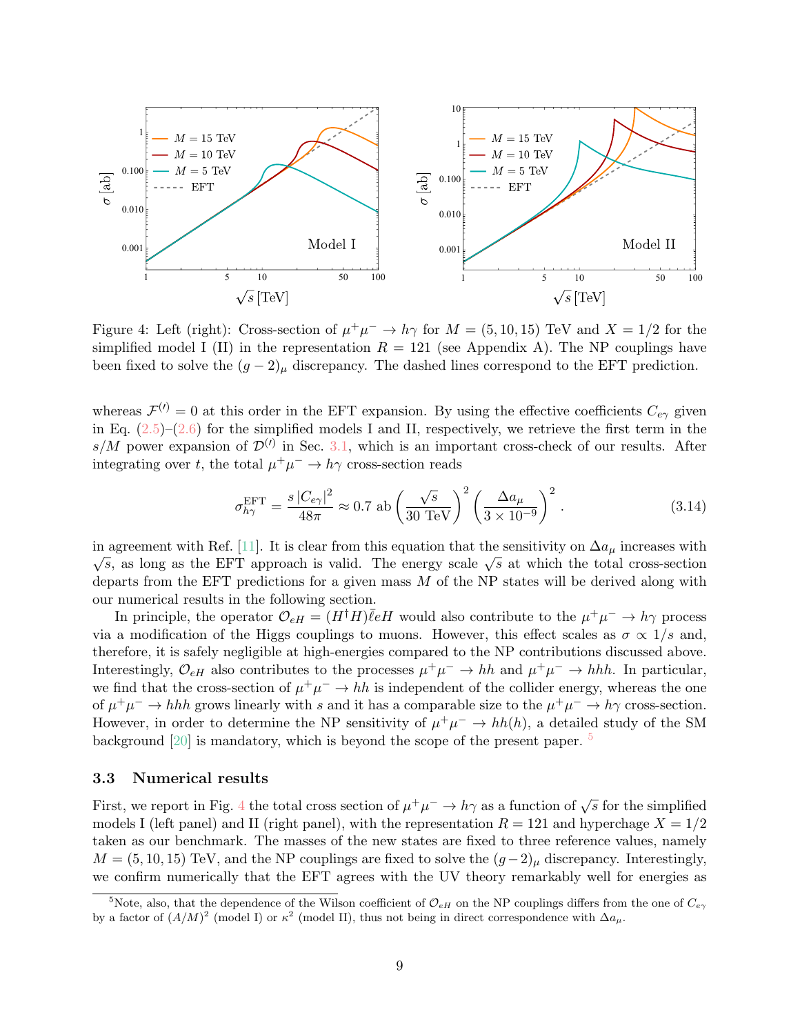Figure 4: Left (right): Cross-section of $\mu^+\mu^- \to h\gamma$ for $M = (5, 10, 15)$ TeV and $X = 1/2$ for the simplified model I (II) in the representation $R = 121$ (see Appendix A). The NP couplings have been fixed to solve the $(g-2)_\mu$ discrepancy. The dashed lines correspond to the EFT prediction.

whereas $\mathcal{F}^{(\prime)} = 0$ at this order in the EFT expansion. By using the effective coefficients $C_{e\gamma}$ given in Eq. (2.5)–(2.6) for the simplified models I and II, respectively, we retrieve the first term in the $s/M$ power expansion of $\mathcal{D}^{(\prime)}$ in Sec. 3.1, which is an important cross-check of our results. After integrating over $t$, the total $\mu^+\mu^- \to h\gamma$ cross-section reads

$$\sigma_{h\gamma}^{\rm EFT} = \frac{s\,|C_{e\gamma}|^2}{48\pi} \approx 0.7 \text{ ab} \left(\frac{\sqrt{s}}{30 \text{ TeV}}\right)^2 \left(\frac{\Delta a_\mu}{3\times 10^{-9}}\right)^2 . \tag{3.14}$$

in agreement with Ref. [11]. It is clear from this equation that the sensitivity on $\Delta a_\mu$ increases with $\sqrt{s}$, as long as the EFT approach is valid. The energy scale $\sqrt{s}$ at which the total cross-section departs from the EFT predictions for a given mass $M$ of the NP states will be derived along with our numerical results in the following section.

In principle, the operator $\mathcal{O}_{eH} = (H^\dagger H)\bar{\ell} e H$ would also contribute to the $\mu^+\mu^- \to h\gamma$ process via a modification of the Higgs couplings to muons. However, this effect scales as $\sigma \propto 1/s$ and, therefore, it is safely negligible at high-energies compared to the NP contributions discussed above. Interestingly, $\mathcal{O}_{eH}$ also contributes to the processes $\mu^+\mu^- \to hh$ and $\mu^+\mu^- \to hhh$. In particular, we find that the cross-section of $\mu^+\mu^- \to hh$ is independent of the collider energy, whereas the one of $\mu^+\mu^- \to hhh$ grows linearly with $s$ and it has a comparable size to the $\mu^+\mu^- \to h\gamma$ cross-section. However, in order to determine the NP sensitivity of $\mu^+\mu^- \to hh(h)$, a detailed study of the SM background [20] is mandatory, which is beyond the scope of the present paper. [5]

### 3.3 Numerical results

First, we report in Fig. 4 the total cross section of $\mu^+\mu^- \to h\gamma$ as a function of $\sqrt{s}$ for the simplified models I (left panel) and II (right panel), with the representation $R = 121$ and hyperchage $X = 1/2$ taken as our benchmark. The masses of the new states are fixed to three reference values, namely $M = (5, 10, 15)$ TeV, and the NP couplings are fixed to solve the $(g-2)_\mu$ discrepancy. Interestingly, we confirm numerically that the EFT agrees with the UV theory remarkably well for energies as

[5] Note, also, that the dependence of the Wilson coefficient of $\mathcal{O}_{eH}$ on the NP couplings differs from the one of $C_{e\gamma}$ by a factor of $(A/M)^2$ (model I) or $\kappa^2$ (model II), thus not being in direct correspondence with $\Delta a_\mu$.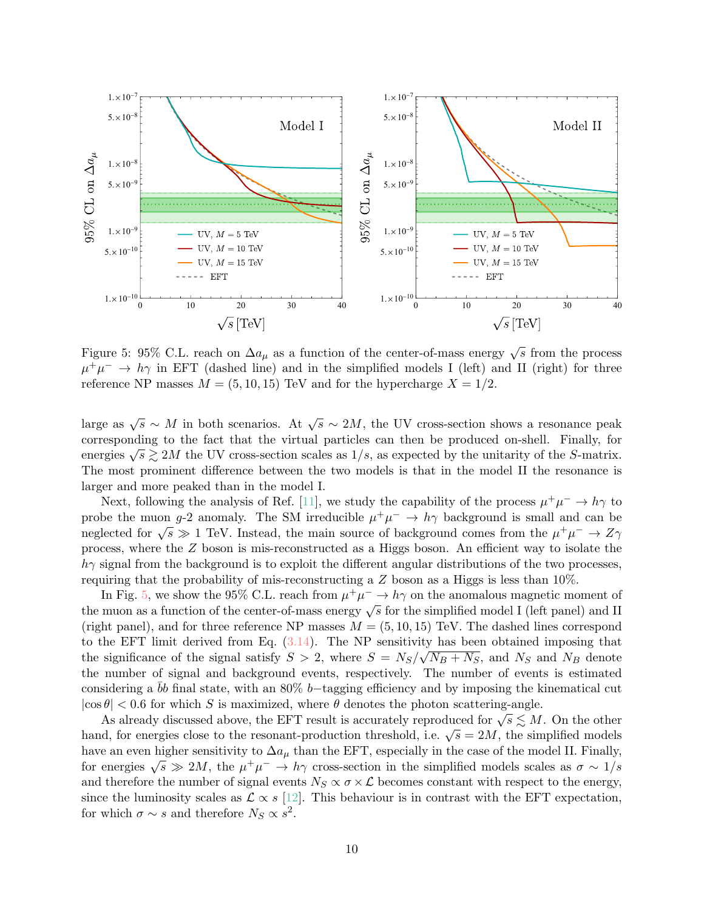Figure 5: 95% C.L. reach on $\Delta a_\mu$ as a function of the center-of-mass energy $\sqrt{s}$ from the process $\mu^+\mu^- \to h\gamma$ in EFT (dashed line) and in the simplified models I (left) and II (right) for three reference NP masses $M = (5, 10, 15)$ TeV and for the hypercharge $X = 1/2$.

large as $\sqrt{s} \sim M$ in both scenarios. At $\sqrt{s} \sim 2M$, the UV cross-section shows a resonance peak corresponding to the fact that the virtual particles can then be produced on-shell. Finally, for energies $\sqrt{s} \gtrsim 2M$ the UV cross-section scales as $1/s$, as expected by the unitarity of the $S$-matrix. The most prominent difference between the two models is that in the model II the resonance is larger and more peaked than in the model I.

Next, following the analysis of Ref. [11], we study the capability of the process $\mu^+\mu^- \to h\gamma$ to probe the muon $g$-2 anomaly. The SM irreducible $\mu^+\mu^- \to h\gamma$ background is small and can be neglected for $\sqrt{s} \gg 1$ TeV. Instead, the main source of background comes from the $\mu^+\mu^- \to Z\gamma$ process, where the $Z$ boson is mis-reconstructed as a Higgs boson. An efficient way to isolate the $h\gamma$ signal from the background is to exploit the different angular distributions of the two processes, requiring that the probability of mis-reconstructing a $Z$ boson as a Higgs is less than 10%.

In Fig. 5, we show the 95% C.L. reach from $\mu^+\mu^- \to h\gamma$ on the anomalous magnetic moment of the muon as a function of the center-of-mass energy $\sqrt{s}$ for the simplified model I (left panel) and II (right panel), and for three reference NP masses $M = (5, 10, 15)$ TeV. The dashed lines correspond to the EFT limit derived from Eq. (3.14). The NP sensitivity has been obtained imposing that the significance of the signal satisfy $S > 2$, where $S = N_S/\sqrt{N_B + N_S}$, and $N_S$ and $N_B$ denote the number of signal and background events, respectively. The number of events is estimated considering a $\bar{b}b$ final state, with an 80% $b-$tagging efficiency and by imposing the kinematical cut $|\cos\theta| < 0.6$ for which $S$ is maximized, where $\theta$ denotes the photon scattering-angle.

As already discussed above, the EFT result is accurately reproduced for $\sqrt{s} \lesssim M$. On the other hand, for energies close to the resonant-production threshold, i.e. $\sqrt{s} = 2M$, the simplified models have an even higher sensitivity to $\Delta a_\mu$ than the EFT, especially in the case of the model II. Finally, for energies $\sqrt{s} \gg 2M$, the $\mu^+\mu^- \to h\gamma$ cross-section in the simplified models scales as $\sigma \sim 1/s$ and therefore the number of signal events $N_S \propto \sigma \times \mathcal{L}$ becomes constant with respect to the energy, since the luminosity scales as $\mathcal{L} \propto s$ [12]. This behaviour is in contrast with the EFT expectation, for which $\sigma \sim s$ and therefore $N_S \propto s^2$.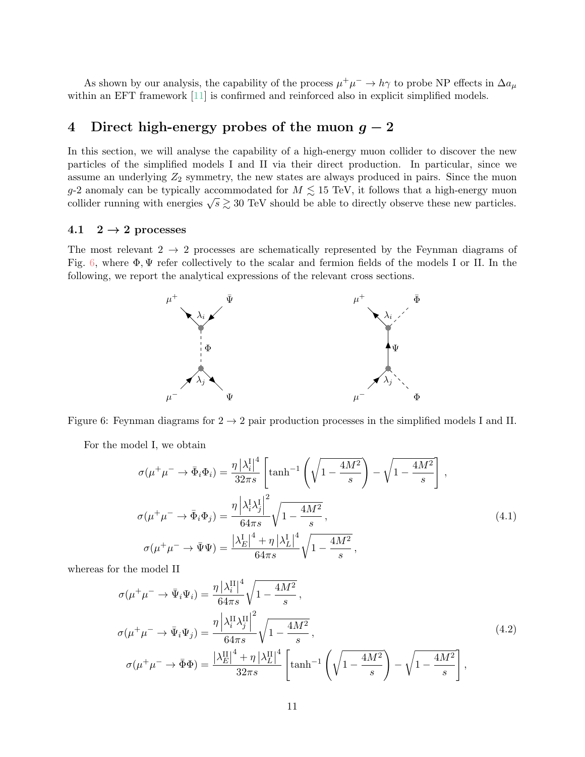As shown by our analysis, the capability of the process $\mu^+\mu^- \to h\gamma$ to probe NP effects in $\Delta a_\mu$ within an EFT framework [11] is confirmed and reinforced also in explicit simplified models.

# 4 Direct high-energy probes of the muon $g-2$

In this section, we will analyse the capability of a high-energy muon collider to discover the new particles of the simplified models I and II via their direct production. In particular, since we assume an underlying $Z_2$ symmetry, the new states are always produced in pairs. Since the muon $g$-2 anomaly can be typically accommodated for $M \lesssim 15$ TeV, it follows that a high-energy muon collider running with energies $\sqrt{s} \gtrsim 30$ TeV should be able to directly observe these new particles.

## 4.1 $2 \to 2$ processes

The most relevant $2 \to 2$ processes are schematically represented by the Feynman diagrams of Fig. 6, where $\Phi, \Psi$ refer collectively to the scalar and fermion fields of the models I or II. In the following, we report the analytical expressions of the relevant cross sections.

Figure 6: Feynman diagrams for $2 \to 2$ pair production processes in the simplified models I and II.

For the model I, we obtain

$$
\begin{aligned}
\sigma(\mu^+\mu^- \to \bar{\Phi}_i \Phi_i) &= \frac{\eta \left|\lambda_i^{\rm I}\right|^4}{32\pi s}\left[\tanh^{-1}\left(\sqrt{1-\frac{4M^2}{s}}\right) - \sqrt{1-\frac{4M^2}{s}}\right], \\
\sigma(\mu^+\mu^- \to \bar{\Phi}_i \Phi_j) &= \frac{\eta \left|\lambda_i^{\rm I}\lambda_j^{\rm I}\right|^2}{64\pi s}\sqrt{1-\frac{4M^2}{s}}\,, \\
\sigma(\mu^+\mu^- \to \bar{\Psi}\Psi) &= \frac{\left|\lambda_E^{\rm I}\right|^4 + \eta\left|\lambda_L^{\rm I}\right|^4}{64\pi s}\sqrt{1-\frac{4M^2}{s}}\,,
\end{aligned}
\tag{4.1}
$$

whereas for the model II

$$
\begin{aligned}
\sigma(\mu^+\mu^- \to \bar{\Psi}_i \Psi_i) &= \frac{\eta \left|\lambda_i^{\rm II}\right|^4}{64\pi s}\sqrt{1-\frac{4M^2}{s}}\,, \\
\sigma(\mu^+\mu^- \to \bar{\Psi}_i \Psi_j) &= \frac{\eta \left|\lambda_i^{\rm II}\lambda_j^{\rm II}\right|^2}{64\pi s}\sqrt{1-\frac{4M^2}{s}}\,, \\
\sigma(\mu^+\mu^- \to \bar{\Phi}\Phi) &= \frac{\left|\lambda_E^{\rm II}\right|^4 + \eta\left|\lambda_L^{\rm II}\right|^4}{32\pi s}\left[\tanh^{-1}\left(\sqrt{1-\frac{4M^2}{s}}\right) - \sqrt{1-\frac{4M^2}{s}}\right],
\end{aligned}
\tag{4.2}
$$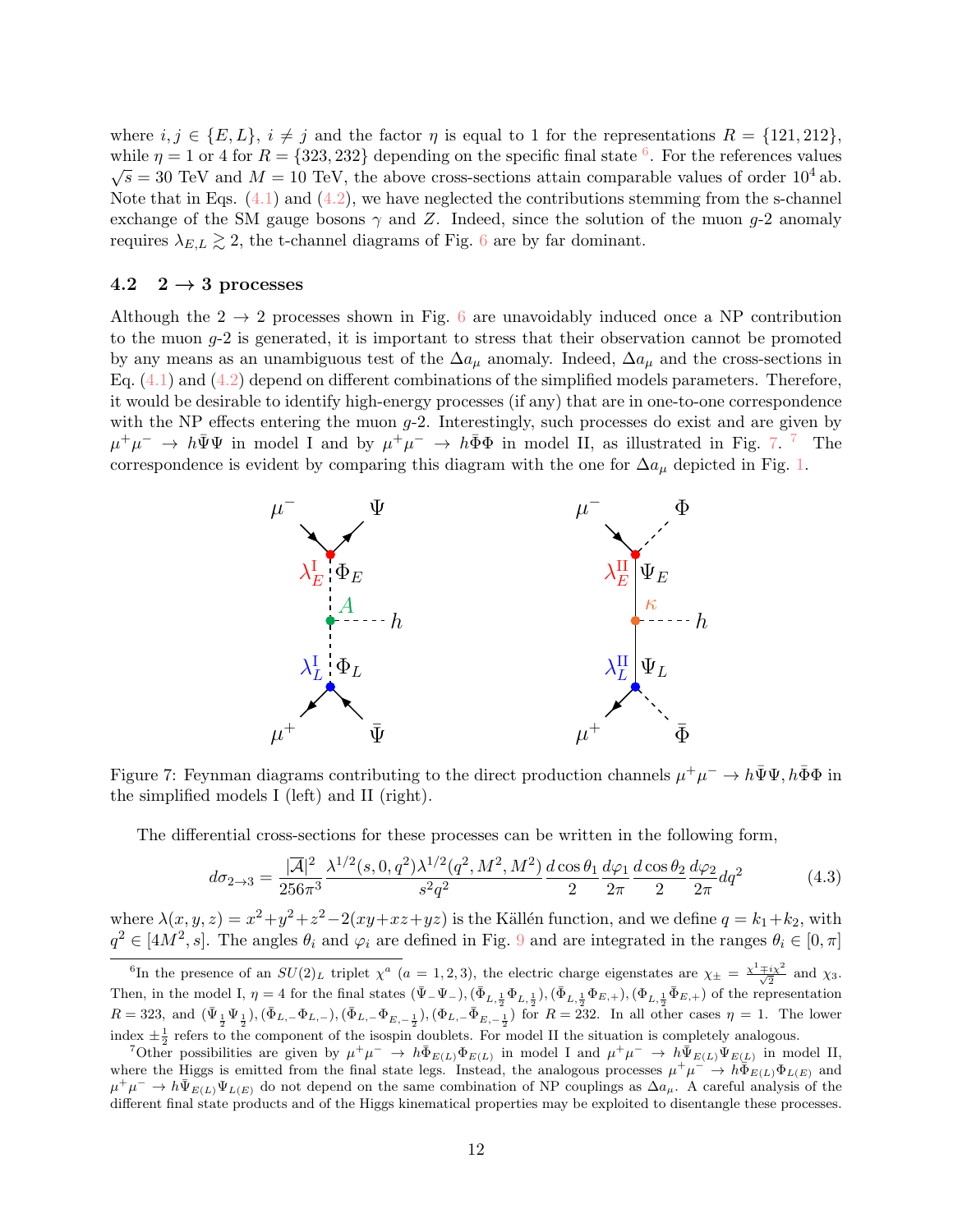where $i, j \in \{E, L\}$, $i \neq j$ and the factor $\eta$ is equal to 1 for the representations $R = \{121, 212\}$, while $\eta = 1$ or 4 for $R = \{323, 232\}$ depending on the specific final state [6]. For the references values $\sqrt{s} = 30$ TeV and $M = 10$ TeV, the above cross-sections attain comparable values of order $10^4$ ab. Note that in Eqs. (4.1) and (4.2), we have neglected the contributions stemming from the s-channel exchange of the SM gauge bosons $\gamma$ and $Z$. Indeed, since the solution of the muon $g$-2 anomaly requires $\lambda_{E,L} \gtrsim 2$, the t-channel diagrams of Fig. 6 are by far dominant.

### 4.2 $2 \to 3$ processes

Although the $2 \to 2$ processes shown in Fig. 6 are unavoidably induced once a NP contribution to the muon $g$-2 is generated, it is important to stress that their observation cannot be promoted by any means as an unambiguous test of the $\Delta a_\mu$ anomaly. Indeed, $\Delta a_\mu$ and the cross-sections in Eq. (4.1) and (4.2) depend on different combinations of the simplified models parameters. Therefore, it would be desirable to identify high-energy processes (if any) that are in one-to-one correspondence with the NP effects entering the muon $g$-2. Interestingly, such processes do exist and are given by $\mu^+\mu^- \to h\bar{\Psi}\Psi$ in model I and by $\mu^+\mu^- \to h\bar{\Phi}\Phi$ in model II, as illustrated in Fig. 7. [7] The correspondence is evident by comparing this diagram with the one for $\Delta a_\mu$ depicted in Fig. 1.

Figure 7: Feynman diagrams contributing to the direct production channels $\mu^+\mu^- \to h\bar{\Psi}\Psi, h\bar{\Phi}\Phi$ in the simplified models I (left) and II (right).

The differential cross-sections for these processes can be written in the following form,

$$d\sigma_{2\to 3} = \frac{|\overline{\mathcal{A}}|^2}{256\pi^3} \frac{\lambda^{1/2}(s, 0, q^2)\lambda^{1/2}(q^2, M^2, M^2)}{s^2 q^2} \frac{d\cos\theta_1}{2} \frac{d\varphi_1}{2\pi} \frac{d\cos\theta_2}{2} \frac{d\varphi_2}{2\pi} dq^2 \tag{4.3}$$

where $\lambda(x, y, z) = x^2 + y^2 + z^2 - 2(xy + xz + yz)$ is the Källén function, and we define $q = k_1 + k_2$, with $q^2 \in [4M^2, s]$. The angles $\theta_i$ and $\varphi_i$ are defined in Fig. 9 and are integrated in the ranges $\theta_i \in [0, \pi]$

[6] In the presence of an $SU(2)_L$ triplet $\chi^a$ ($a = 1, 2, 3$), the electric charge eigenstates are $\chi_\pm = \frac{\chi^1 \mp i\chi^2}{\sqrt{2}}$ and $\chi_3$. Then, in the model I, $\eta = 4$ for the final states $(\bar{\Psi}_- \Psi_-)$, $(\bar{\Phi}_{L,\frac{1}{2}} \Phi_{L,\frac{1}{2}})$, $(\bar{\Phi}_{L,\frac{1}{2}} \Phi_{E,+})$, $(\Phi_{L,\frac{1}{2}} \bar{\Phi}_{E,+})$ of the representation $R = 323$, and $(\bar{\Psi}_{\frac{1}{2}} \Psi_{\frac{1}{2}})$, $(\bar{\Phi}_{L,-} \Phi_{L,-})$, $(\bar{\Phi}_{L,-} \Phi_{E,-\frac{1}{2}})$, $(\Phi_{L,-} \bar{\Phi}_{E,-\frac{1}{2}})$ for $R = 232$. In all other cases $\eta = 1$. The lower index $\pm\frac{1}{2}$ refers to the component of the isospin doublets. For model II the situation is completely analogous.

[7] Other possibilities are given by $\mu^+\mu^- \to h\bar{\Phi}_{E(L)}\Phi_{E(L)}$ in model I and $\mu^+\mu^- \to h\bar{\Psi}_{E(L)}\Psi_{E(L)}$ in model II, where the Higgs is emitted from the final state legs. Instead, the analogous processes $\mu^+\mu^- \to h\bar{\Phi}_{E(L)}\Phi_{L(E)}$ and $\mu^+\mu^- \to h\bar{\Psi}_{E(L)}\Psi_{L(E)}$ do not depend on the same combination of NP couplings as $\Delta a_\mu$. A careful analysis of the different final state products and of the Higgs kinematical properties may be exploited to disentangle these processes.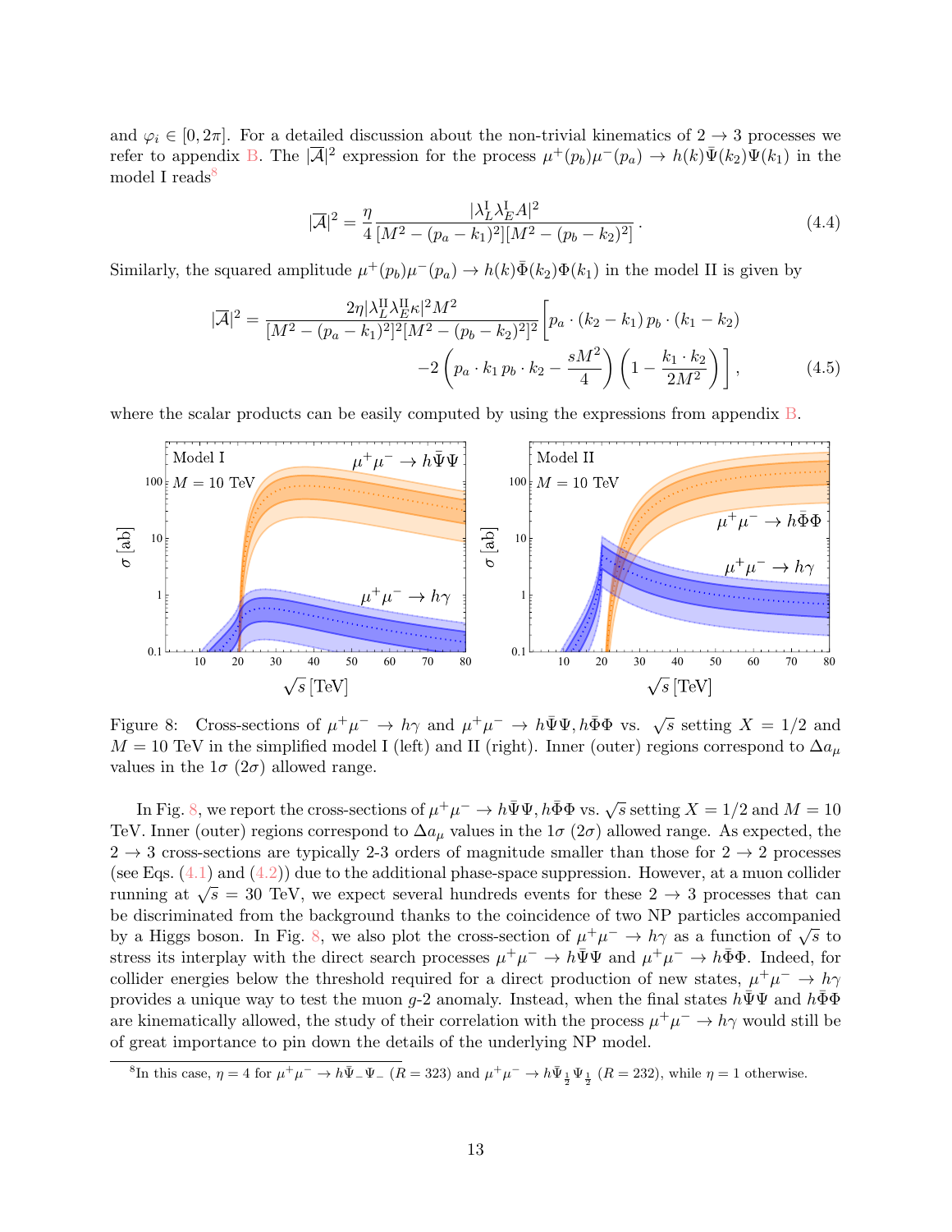and $\varphi_i \in [0, 2\pi]$. For a detailed discussion about the non-trivial kinematics of $2 \to 3$ processes we refer to appendix B. The $|\overline{\mathcal{A}}|^2$ expression for the process $\mu^+(p_b)\mu^-(p_a) \to h(k)\bar{\Psi}(k_2)\Psi(k_1)$ in the model I reads[8]

$$|\overline{\mathcal{A}}|^2 = \frac{\eta}{4} \frac{|\lambda_L^{\rm I} \lambda_E^{\rm I} A|^2}{[M^2 - (p_a - k_1)^2][M^2 - (p_b - k_2)^2]} \,. \tag{4.4}$$

Similarly, the squared amplitude $\mu^+(p_b)\mu^-(p_a) \to h(k)\bar{\Phi}(k_2)\Phi(k_1)$ in the model II is given by

$$|\overline{\mathcal{A}}|^2 = \frac{2\eta |\lambda_L^{\rm II} \lambda_E^{\rm II} \kappa|^2 M^2}{[M^2 - (p_a - k_1)^2]^2 [M^2 - (p_b - k_2)^2]^2} \left[ p_a \cdot (k_2 - k_1)\, p_b \cdot (k_1 - k_2) \right.$$
$$\left. -2 \left( p_a \cdot k_1\, p_b \cdot k_2 - \frac{s M^2}{4} \right) \left( 1 - \frac{k_1 \cdot k_2}{2M^2} \right) \right] , \tag{4.5}$$

where the scalar products can be easily computed by using the expressions from appendix B.

Figure 8: Cross-sections of $\mu^+\mu^- \to h\gamma$ and $\mu^+\mu^- \to h\bar{\Psi}\Psi, h\bar{\Phi}\Phi$ vs. $\sqrt{s}$ setting $X = 1/2$ and $M = 10$ TeV in the simplified model I (left) and II (right). Inner (outer) regions correspond to $\Delta a_\mu$ values in the $1\sigma$ ($2\sigma$) allowed range.

In Fig. 8, we report the cross-sections of $\mu^+\mu^- \to h\bar{\Psi}\Psi, h\bar{\Phi}\Phi$ vs. $\sqrt{s}$ setting $X = 1/2$ and $M = 10$ TeV. Inner (outer) regions correspond to $\Delta a_\mu$ values in the $1\sigma$ ($2\sigma$) allowed range. As expected, the $2 \to 3$ cross-sections are typically 2-3 orders of magnitude smaller than those for $2 \to 2$ processes (see Eqs. (4.1) and (4.2)) due to the additional phase-space suppression. However, at a muon collider running at $\sqrt{s} = 30$ TeV, we expect several hundreds events for these $2 \to 3$ processes that can be discriminated from the background thanks to the coincidence of two NP particles accompanied by a Higgs boson. In Fig. 8, we also plot the cross-section of $\mu^+\mu^- \to h\gamma$ as a function of $\sqrt{s}$ to stress its interplay with the direct search processes $\mu^+\mu^- \to h\bar{\Psi}\Psi$ and $\mu^+\mu^- \to h\bar{\Phi}\Phi$. Indeed, for collider energies below the threshold required for a direct production of new states, $\mu^+\mu^- \to h\gamma$ provides a unique way to test the muon $g$-2 anomaly. Instead, when the final states $h\bar{\Psi}\Psi$ and $h\bar{\Phi}\Phi$ are kinematically allowed, the study of their correlation with the process $\mu^+\mu^- \to h\gamma$ would still be of great importance to pin down the details of the underlying NP model.

[8]In this case, $\eta = 4$ for $\mu^+\mu^- \to h\bar{\Psi}_-\Psi_-$ ($R = 323$) and $\mu^+\mu^- \to h\bar{\Psi}_{\frac{1}{2}}\Psi_{\frac{1}{2}}$ ($R = 232$), while $\eta = 1$ otherwise.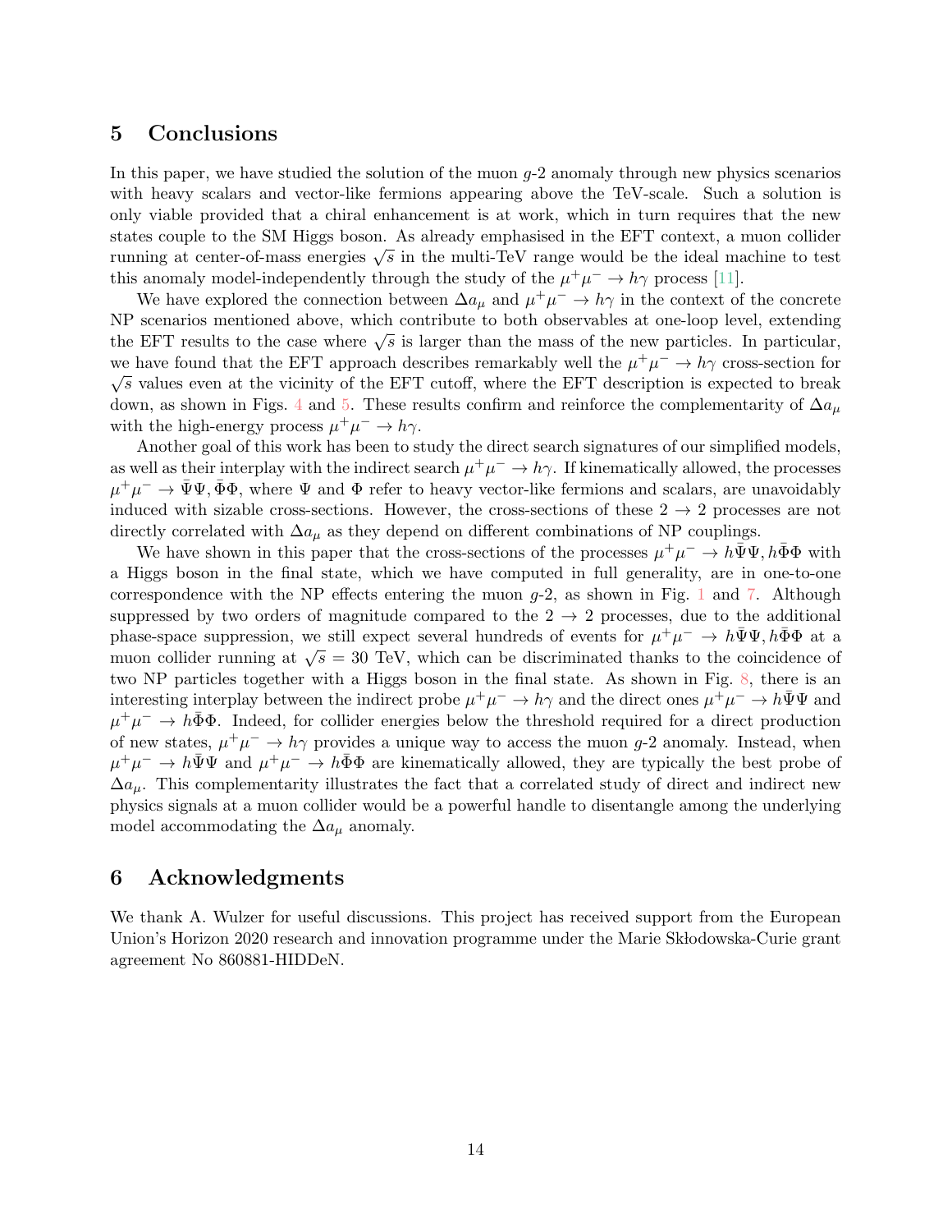## 5 Conclusions

In this paper, we have studied the solution of the muon $g$-2 anomaly through new physics scenarios with heavy scalars and vector-like fermions appearing above the TeV-scale. Such a solution is only viable provided that a chiral enhancement is at work, which in turn requires that the new states couple to the SM Higgs boson. As already emphasised in the EFT context, a muon collider running at center-of-mass energies $\sqrt{s}$ in the multi-TeV range would be the ideal machine to test this anomaly model-independently through the study of the $\mu^+\mu^- \to h\gamma$ process [11].

We have explored the connection between $\Delta a_\mu$ and $\mu^+\mu^- \to h\gamma$ in the context of the concrete NP scenarios mentioned above, which contribute to both observables at one-loop level, extending the EFT results to the case where $\sqrt{s}$ is larger than the mass of the new particles. In particular, we have found that the EFT approach describes remarkably well the $\mu^+\mu^- \to h\gamma$ cross-section for $\sqrt{s}$ values even at the vicinity of the EFT cutoff, where the EFT description is expected to break down, as shown in Figs. 4 and 5. These results confirm and reinforce the complementarity of $\Delta a_\mu$ with the high-energy process $\mu^+\mu^- \to h\gamma$.

Another goal of this work has been to study the direct search signatures of our simplified models, as well as their interplay with the indirect search $\mu^+\mu^- \to h\gamma$. If kinematically allowed, the processes $\mu^+\mu^- \to \bar{\Psi}\Psi, \bar{\Phi}\Phi$, where $\Psi$ and $\Phi$ refer to heavy vector-like fermions and scalars, are unavoidably induced with sizable cross-sections. However, the cross-sections of these $2 \to 2$ processes are not directly correlated with $\Delta a_\mu$ as they depend on different combinations of NP couplings.

We have shown in this paper that the cross-sections of the processes $\mu^+\mu^- \to h\bar{\Psi}\Psi, h\bar{\Phi}\Phi$ with a Higgs boson in the final state, which we have computed in full generality, are in one-to-one correspondence with the NP effects entering the muon $g$-2, as shown in Fig. 1 and 7. Although suppressed by two orders of magnitude compared to the $2 \to 2$ processes, due to the additional phase-space suppression, we still expect several hundreds of events for $\mu^+\mu^- \to h\bar{\Psi}\Psi, h\bar{\Phi}\Phi$ at a muon collider running at $\sqrt{s} = 30$ TeV, which can be discriminated thanks to the coincidence of two NP particles together with a Higgs boson in the final state. As shown in Fig. 8, there is an interesting interplay between the indirect probe $\mu^+\mu^- \to h\gamma$ and the direct ones $\mu^+\mu^- \to h\bar{\Psi}\Psi$ and $\mu^+\mu^- \to h\bar{\Phi}\Phi$. Indeed, for collider energies below the threshold required for a direct production of new states, $\mu^+\mu^- \to h\gamma$ provides a unique way to access the muon $g$-2 anomaly. Instead, when $\mu^+\mu^- \to h\bar{\Psi}\Psi$ and $\mu^+\mu^- \to h\bar{\Phi}\Phi$ are kinematically allowed, they are typically the best probe of $\Delta a_\mu$. This complementarity illustrates the fact that a correlated study of direct and indirect new physics signals at a muon collider would be a powerful handle to disentangle among the underlying model accommodating the $\Delta a_\mu$ anomaly.

## 6 Acknowledgments

We thank A. Wulzer for useful discussions. This project has received support from the European Union's Horizon 2020 research and innovation programme under the Marie Skłodowska-Curie grant agreement No 860881-HIDDeN.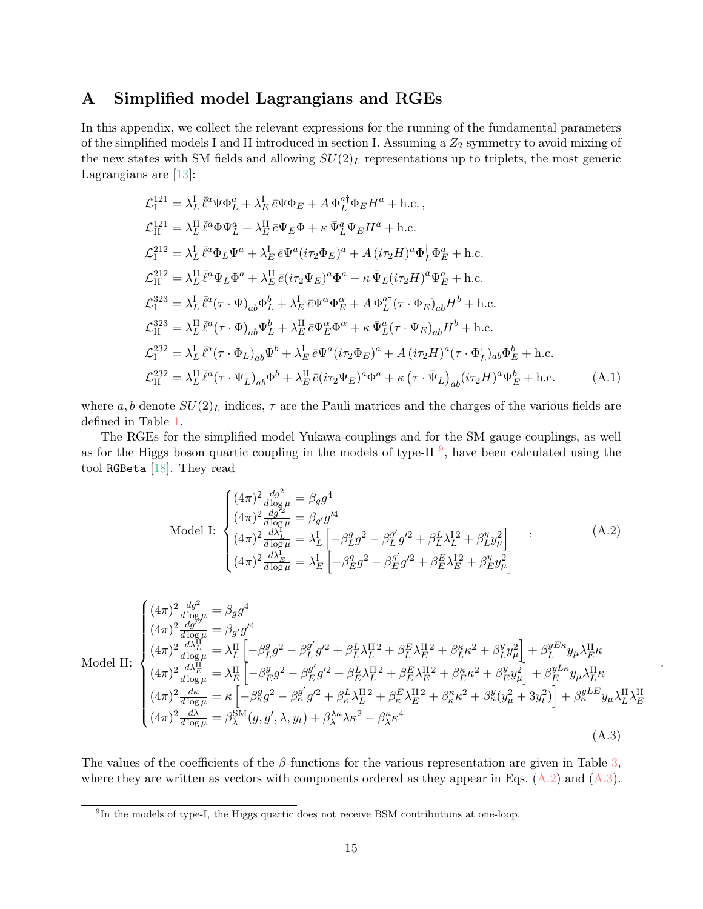## A Simplified model Lagrangians and RGEs

In this appendix, we collect the relevant expressions for the running of the fundamental parameters of the simplified models I and II introduced in section I. Assuming a $Z_2$ symmetry to avoid mixing of the new states with SM fields and allowing $SU(2)_L$ representations up to triplets, the most generic Lagrangians are [13]:

$$
\begin{aligned}
\mathcal{L}_{\rm I}^{121} &= \lambda_L^{\rm I}\,\bar{\ell}^a \Psi \Phi_L^a + \lambda_E^{\rm I}\,\bar{e}\Psi\Phi_E + A\,\Phi_L^{a\dagger}\Phi_E H^a + \text{h.c.}\,,\\
\mathcal{L}_{\rm II}^{121} &= \lambda_L^{\rm II}\,\bar{\ell}^a \Phi \Psi_L^a + \lambda_E^{\rm II}\,\bar{e}\Psi_E\Phi + \kappa\,\bar{\Psi}_L^a\Psi_E H^a + \text{h.c.}\\
\mathcal{L}_{\rm I}^{212} &= \lambda_L^{\rm I}\,\bar{\ell}^a \Phi_L \Psi^a + \lambda_E^{\rm I}\,\bar{e}\Psi^a (i\tau_2\Phi_E)^a + A\,(i\tau_2 H)^a\Phi_L^\dagger\Phi_E^a + \text{h.c.}\\
\mathcal{L}_{\rm II}^{212} &= \lambda_L^{\rm II}\,\bar{\ell}^a \Psi_L \Phi^a + \lambda_E^{\rm II}\,\bar{e}(i\tau_2\Psi_E)^a\Phi^a + \kappa\,\bar{\Psi}_L(i\tau_2 H)^a\Psi_E^a + \text{h.c.}\\
\mathcal{L}_{\rm I}^{323} &= \lambda_L^{\rm I}\,\bar{\ell}^a(\tau\cdot\Psi)_{ab}\Phi_L^b + \lambda_E^{\rm I}\,\bar{e}\Psi^\alpha\Phi_E^\alpha + A\,\Phi_L^{a\dagger}(\tau\cdot\Phi_E)_{ab}H^b + \text{h.c.}\\
\mathcal{L}_{\rm II}^{323} &= \lambda_L^{\rm II}\,\bar{\ell}^a(\tau\cdot\Phi)_{ab}\Psi_L^b + \lambda_E^{\rm II}\,\bar{e}\Psi_E^\alpha\Phi^\alpha + \kappa\,\bar{\Psi}_L^a(\tau\cdot\Psi_E)_{ab}H^b + \text{h.c.}\\
\mathcal{L}_{\rm I}^{232} &= \lambda_L^{\rm I}\,\bar{\ell}^a(\tau\cdot\Phi_L)_{ab}\Psi^b + \lambda_E^{\rm I}\,\bar{e}\Psi^a(i\tau_2\Phi_E)^a + A\,(i\tau_2 H)^a(\tau\cdot\Phi_L^\dagger)_{ab}\Phi_E^b + \text{h.c.}\\
\mathcal{L}_{\rm II}^{232} &= \lambda_L^{\rm II}\,\bar{\ell}^a(\tau\cdot\Psi_L)_{ab}\Phi^b + \lambda_E^{\rm II}\,\bar{e}(i\tau_2\Psi_E)^a\Phi^a + \kappa\,\big(\tau\cdot\bar{\Psi}_L\big)_{ab}(i\tau_2 H)^a\Psi_E^b + \text{h.c.}
\end{aligned}
\tag{A.1}
$$

where $a,b$ denote $SU(2)_L$ indices, $\tau$ are the Pauli matrices and the charges of the various fields are defined in Table 1.

The RGEs for the simplified model Yukawa-couplings and for the SM gauge couplings, as well as for the Higgs boson quartic coupling in the models of type-II [9], have been calculated using the tool `RGBeta` [18]. They read

$$
\text{Model I:}\;
\begin{cases}
(4\pi)^2\frac{dg^2}{d\log\mu} = \beta_g g^4\\
(4\pi)^2\frac{dg'^2}{d\log\mu} = \beta_{g'} g'^4\\
(4\pi)^2\frac{d\lambda_L^{\rm I}}{d\log\mu} = \lambda_L^{\rm I}\left[-\beta_L^g g^2 - \beta_L^{g'} g'^2 + \beta_L^L \lambda_L^{{\rm I}\,2} + \beta_L^y y_\mu^2\right]\\
(4\pi)^2\frac{d\lambda_E^{\rm I}}{d\log\mu} = \lambda_E^{\rm I}\left[-\beta_E^g g^2 - \beta_E^{g'} g'^2 + \beta_E^E \lambda_E^{{\rm I}\,2} + \beta_E^y y_\mu^2\right]
\end{cases}\,,
\tag{A.2}
$$

$$
\text{Model II:}\;
\begin{cases}
(4\pi)^2\frac{dg^2}{d\log\mu} = \beta_g g^4\\
(4\pi)^2\frac{dg'^2}{d\log\mu} = \beta_{g'} g'^4\\
(4\pi)^2\frac{d\lambda_L^{\rm II}}{d\log\mu} = \lambda_L^{\rm II}\left[-\beta_L^g g^2 - \beta_L^{g'} g'^2 + \beta_L^L \lambda_L^{{\rm II}\,2} + \beta_L^E \lambda_E^{{\rm II}\,2} + \beta_L^\kappa \kappa^2 + \beta_L^y y_\mu^2\right] + \beta_L^{yE\kappa} y_\mu \lambda_E^{\rm II}\kappa\\
(4\pi)^2\frac{d\lambda_E^{\rm II}}{d\log\mu} = \lambda_E^{\rm II}\left[-\beta_E^g g^2 - \beta_E^{g'} g'^2 + \beta_E^L \lambda_L^{{\rm II}\,2} + \beta_E^E \lambda_E^{{\rm II}\,2} + \beta_E^\kappa \kappa^2 + \beta_E^y y_\mu^2\right] + \beta_E^{yL\kappa} y_\mu \lambda_L^{\rm II}\kappa\\
(4\pi)^2\frac{d\kappa}{d\log\mu} = \kappa\left[-\beta_\kappa^g g^2 - \beta_\kappa^{g'} g'^2 + \beta_\kappa^L \lambda_L^{{\rm II}\,2} + \beta_\kappa^E \lambda_E^{{\rm II}\,2} + \beta_\kappa^\kappa \kappa^2 + \beta_\kappa^y (y_\mu^2 + 3y_t^2)\right] + \beta_\kappa^{yLE} y_\mu \lambda_L^{\rm II}\lambda_E^{\rm II}\\
(4\pi)^2\frac{d\lambda}{d\log\mu} = \beta_\lambda^{\rm SM}(g,g',\lambda,y_t) + \beta_\lambda^{\lambda\kappa}\lambda\kappa^2 - \beta_\lambda^\kappa \kappa^4
\end{cases}.
\tag{A.3}
$$

The values of the coefficients of the $\beta$-functions for the various representation are given in Table 3, where they are written as vectors with components ordered as they appear in Eqs. (A.2) and (A.3).

[9] In the models of type-I, the Higgs quartic does not receive BSM contributions at one-loop.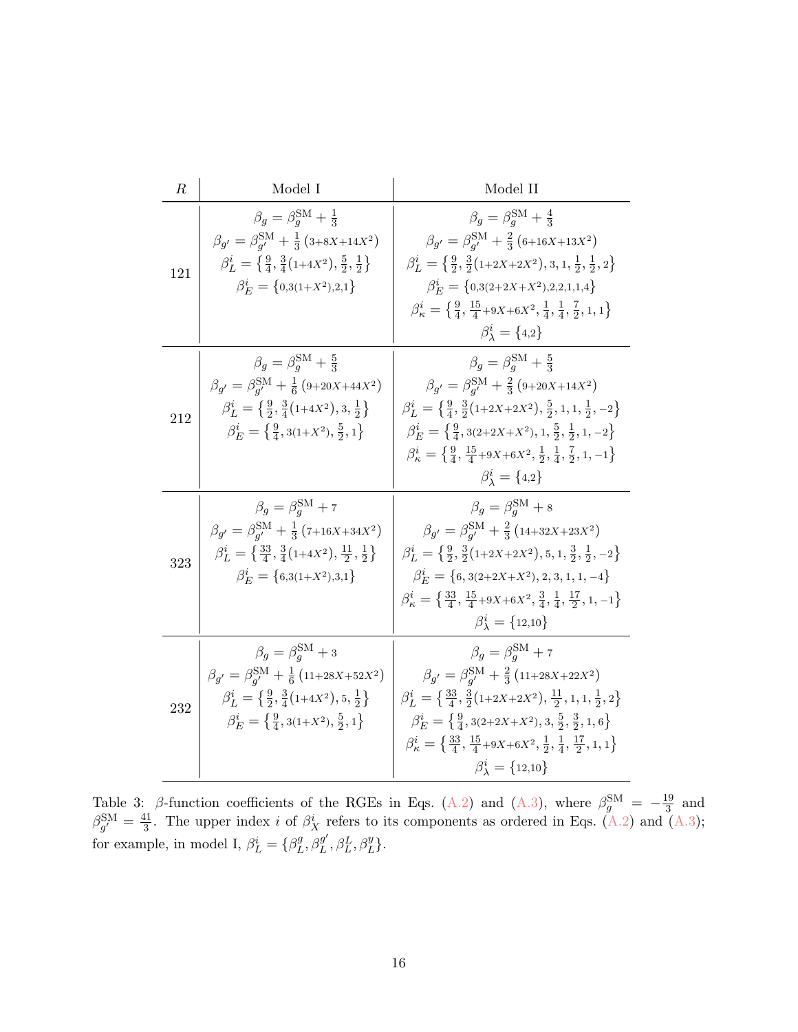| $R$ | Model I | Model II |
|---|---|---|
| 121 | $\beta_g = \beta_g^{\rm SM} + \frac{1}{3}$ <br> $\beta_{g'} = \beta_{g'}^{\rm SM} + \frac{1}{3}\left(3{+}8X{+}14X^2\right)$ <br> $\beta_L^i = \left\{\frac{9}{4}, \frac{3}{4}(1{+}4X^2), \frac{5}{2}, \frac{1}{2}\right\}$ <br> $\beta_E^i = \left\{0{,}3(1{+}X^2){,}2{,}1\right\}$ | $\beta_g = \beta_g^{\rm SM} + \frac{4}{3}$ <br> $\beta_{g'} = \beta_{g'}^{\rm SM} + \frac{2}{3}\left(6{+}16X{+}13X^2\right)$ <br> $\beta_L^i = \left\{\frac{9}{2}, \frac{3}{2}(1{+}2X{+}2X^2), 3, 1, \frac{1}{2}, \frac{1}{2}, 2\right\}$ <br> $\beta_E^i = \left\{0{,}3(2{+}2X{+}X^2){,}2{,}2{,}1{,}1{,}4\right\}$ <br> $\beta_\kappa^i = \left\{\frac{9}{4}, \frac{15}{4}{+}9X{+}6X^2, \frac{1}{4}, \frac{1}{4}, \frac{7}{2}, 1, 1\right\}$ <br> $\beta_\lambda^i = \left\{4{,}2\right\}$ |
| 212 | $\beta_g = \beta_g^{\rm SM} + \frac{5}{3}$ <br> $\beta_{g'} = \beta_{g'}^{\rm SM} + \frac{1}{6}\left(9{+}20X{+}44X^2\right)$ <br> $\beta_L^i = \left\{\frac{9}{2}, \frac{3}{4}(1{+}4X^2), 3, \frac{1}{2}\right\}$ <br> $\beta_E^i = \left\{\frac{9}{4}, 3(1{+}X^2), \frac{5}{2}, 1\right\}$ | $\beta_g = \beta_g^{\rm SM} + \frac{5}{3}$ <br> $\beta_{g'} = \beta_{g'}^{\rm SM} + \frac{2}{3}\left(9{+}20X{+}14X^2\right)$ <br> $\beta_L^i = \left\{\frac{9}{4}, \frac{3}{2}(1{+}2X{+}2X^2), \frac{5}{2}, 1, 1, \frac{1}{2}, -2\right\}$ <br> $\beta_E^i = \left\{\frac{9}{4}, 3(2{+}X{+}X^2), 1, \frac{5}{2}, \frac{1}{2}, 1, -2\right\}$ <br> $\beta_\kappa^i = \left\{\frac{9}{4}, \frac{15}{4}{+}9X{+}6X^2, \frac{1}{2}, \frac{1}{4}, \frac{7}{2}, 1, -1\right\}$ <br> $\beta_\lambda^i = \left\{4{,}2\right\}$ |
| 323 | $\beta_g = \beta_g^{\rm SM} + 7$ <br> $\beta_{g'} = \beta_{g'}^{\rm SM} + \frac{1}{3}\left(7{+}16X{+}34X^2\right)$ <br> $\beta_L^i = \left\{\frac{33}{4}, \frac{3}{4}(1{+}4X^2), \frac{11}{2}, \frac{1}{2}\right\}$ <br> $\beta_E^i = \left\{6{,}3(1{+}X^2){,}3{,}1\right\}$ | $\beta_g = \beta_g^{\rm SM} + 8$ <br> $\beta_{g'} = \beta_{g'}^{\rm SM} + \frac{2}{3}\left(14{+}32X{+}23X^2\right)$ <br> $\beta_L^i = \left\{\frac{9}{2}, \frac{3}{2}(1{+}2X{+}2X^2), 5, 1, \frac{3}{2}, \frac{1}{2}, -2\right\}$ <br> $\beta_E^i = \left\{6, 3(2{+}2X{+}X^2), 2, 3, 1, 1, -4\right\}$ <br> $\beta_\kappa^i = \left\{\frac{33}{4}, \frac{15}{4}{+}9X{+}6X^2, \frac{3}{4}, \frac{1}{4}, \frac{17}{2}, 1, -1\right\}$ <br> $\beta_\lambda^i = \left\{12{,}10\right\}$ |
| 232 | $\beta_g = \beta_g^{\rm SM} + 3$ <br> $\beta_{g'} = \beta_{g'}^{\rm SM} + \frac{1}{6}\left(11{+}28X{+}52X^2\right)$ <br> $\beta_L^i = \left\{\frac{9}{2}, \frac{3}{4}(1{+}4X^2), 5, \frac{1}{2}\right\}$ <br> $\beta_E^i = \left\{\frac{9}{4}, 3(1{+}X^2), \frac{5}{2}, 1\right\}$ | $\beta_g = \beta_g^{\rm SM} + 7$ <br> $\beta_{g'} = \beta_{g'}^{\rm SM} + \frac{2}{3}\left(11{+}28X{+}22X^2\right)$ <br> $\beta_L^i = \left\{\frac{33}{4}, \frac{3}{2}(1{+}2X{+}2X^2), \frac{11}{2}, 1, 1, \frac{1}{2}, 2\right\}$ <br> $\beta_E^i = \left\{\frac{9}{4}, 3(2{+}2X{+}X^2), 3, \frac{5}{2}, \frac{3}{2}, 1, 6\right\}$ <br> $\beta_\kappa^i = \left\{\frac{33}{4}, \frac{15}{4}{+}9X{+}6X^2, \frac{1}{2}, \frac{1}{4}, \frac{17}{2}, 1, 1\right\}$ <br> $\beta_\lambda^i = \left\{12{,}10\right\}$ |

Table 3: $\beta$-function coefficients of the RGEs in Eqs. (A.2) and (A.3), where $\beta_g^{\rm SM} = -\frac{19}{3}$ and $\beta_{g'}^{\rm SM} = \frac{41}{3}$. The upper index $i$ of $\beta_X^i$ refers to its components as ordered in Eqs. (A.2) and (A.3); for example, in model I, $\beta_L^i = \{\beta_L^g, \beta_L^{g'}, \beta_L^L, \beta_L^y\}$.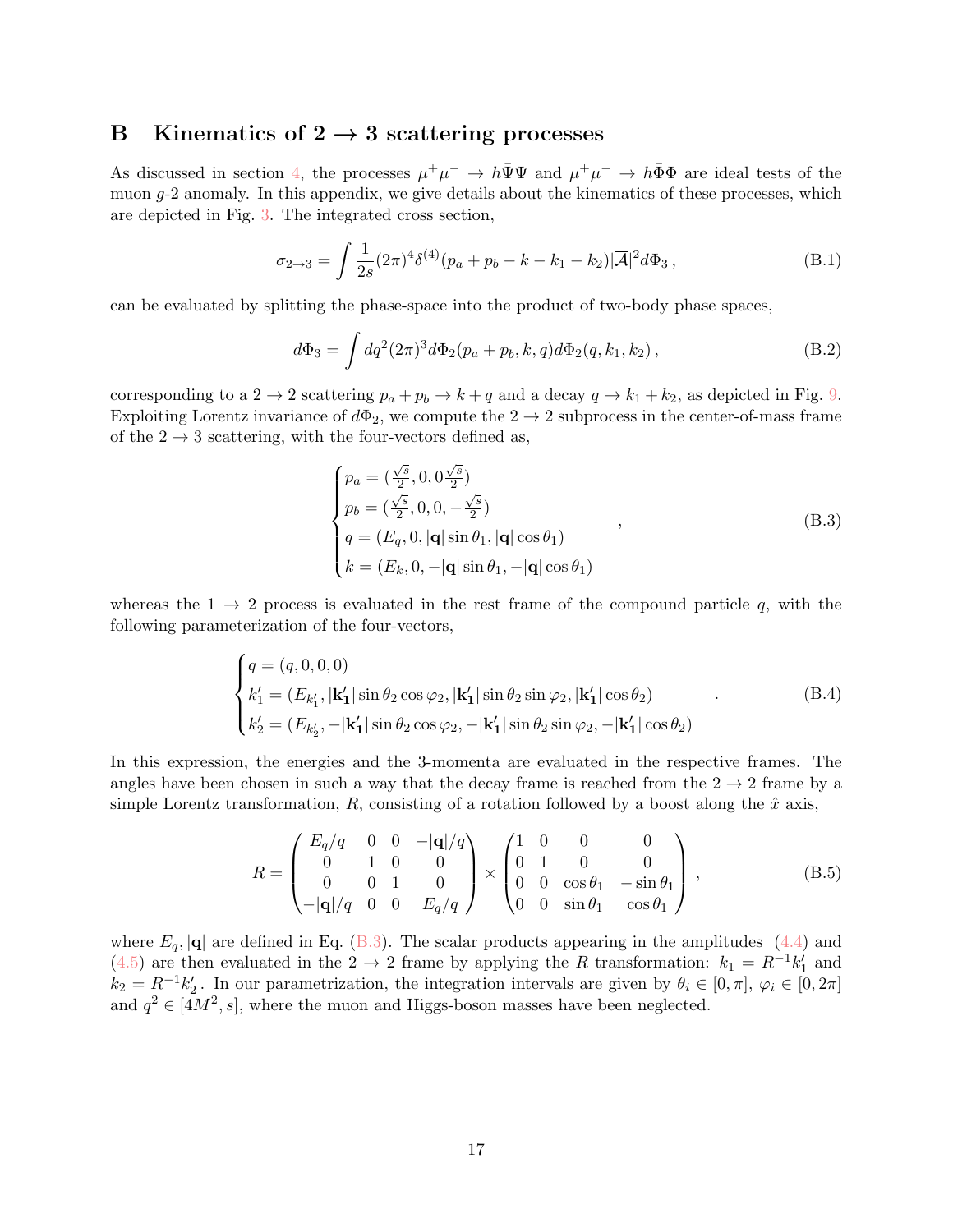## B Kinematics of 2 → 3 scattering processes

As discussed in section 4, the processes $\mu^+\mu^- \to h\bar{\Psi}\Psi$ and $\mu^+\mu^- \to h\bar{\Phi}\Phi$ are ideal tests of the muon $g$-2 anomaly. In this appendix, we give details about the kinematics of these processes, which are depicted in Fig. 3. The integrated cross section,

$$\sigma_{2\to3} = \int \frac{1}{2s}(2\pi)^4\delta^{(4)}(p_a + p_b - k - k_1 - k_2)|\overline{\mathcal{A}}|^2 d\Phi_3\,, \tag{B.1}$$

can be evaluated by splitting the phase-space into the product of two-body phase spaces,

$$d\Phi_3 = \int dq^2(2\pi)^3 d\Phi_2(p_a + p_b, k, q)d\Phi_2(q, k_1, k_2)\,, \tag{B.2}$$

corresponding to a $2 \to 2$ scattering $p_a + p_b \to k + q$ and a decay $q \to k_1 + k_2$, as depicted in Fig. 9. Exploiting Lorentz invariance of $d\Phi_2$, we compute the $2 \to 2$ subprocess in the center-of-mass frame of the $2 \to 3$ scattering, with the four-vectors defined as,

$$\begin{cases} p_a = (\frac{\sqrt{s}}{2}, 0, 0\frac{\sqrt{s}}{2}) \\ p_b = (\frac{\sqrt{s}}{2}, 0, 0, -\frac{\sqrt{s}}{2}) \\ q = (E_q, 0, |\mathbf{q}|\sin\theta_1, |\mathbf{q}|\cos\theta_1) \\ k = (E_k, 0, -|\mathbf{q}|\sin\theta_1, -|\mathbf{q}|\cos\theta_1) \end{cases}, \tag{B.3}$$

whereas the $1 \to 2$ process is evaluated in the rest frame of the compound particle $q$, with the following parameterization of the four-vectors,

$$\begin{cases} q = (q, 0, 0, 0) \\ k_1' = (E_{k_1'}, |\mathbf{k_1'}|\sin\theta_2\cos\varphi_2, |\mathbf{k_1'}|\sin\theta_2\sin\varphi_2, |\mathbf{k_1'}|\cos\theta_2) \\ k_2' = (E_{k_2'}, -|\mathbf{k_1'}|\sin\theta_2\cos\varphi_2, -|\mathbf{k_1'}|\sin\theta_2\sin\varphi_2, -|\mathbf{k_1'}|\cos\theta_2) \end{cases}. \tag{B.4}$$

In this expression, the energies and the 3-momenta are evaluated in the respective frames. The angles have been chosen in such a way that the decay frame is reached from the $2 \to 2$ frame by a simple Lorentz transformation, $R$, consisting of a rotation followed by a boost along the $\hat{x}$ axis,

$$R = \begin{pmatrix} E_q/q & 0 & 0 & -|\mathbf{q}|/q \\ 0 & 1 & 0 & 0 \\ 0 & 0 & 1 & 0 \\ -|\mathbf{q}|/q & 0 & 0 & E_q/q \end{pmatrix} \times \begin{pmatrix} 1 & 0 & 0 & 0 \\ 0 & 1 & 0 & 0 \\ 0 & 0 & \cos\theta_1 & -\sin\theta_1 \\ 0 & 0 & \sin\theta_1 & \cos\theta_1 \end{pmatrix}, \tag{B.5}$$

where $E_q, |\mathbf{q}|$ are defined in Eq. (B.3). The scalar products appearing in the amplitudes (4.4) and (4.5) are then evaluated in the $2 \to 2$ frame by applying the $R$ transformation: $k_1 = R^{-1}k_1'$ and $k_2 = R^{-1}k_2'$. In our parametrization, the integration intervals are given by $\theta_i \in [0, \pi]$, $\varphi_i \in [0, 2\pi]$ and $q^2 \in [4M^2, s]$, where the muon and Higgs-boson masses have been neglected.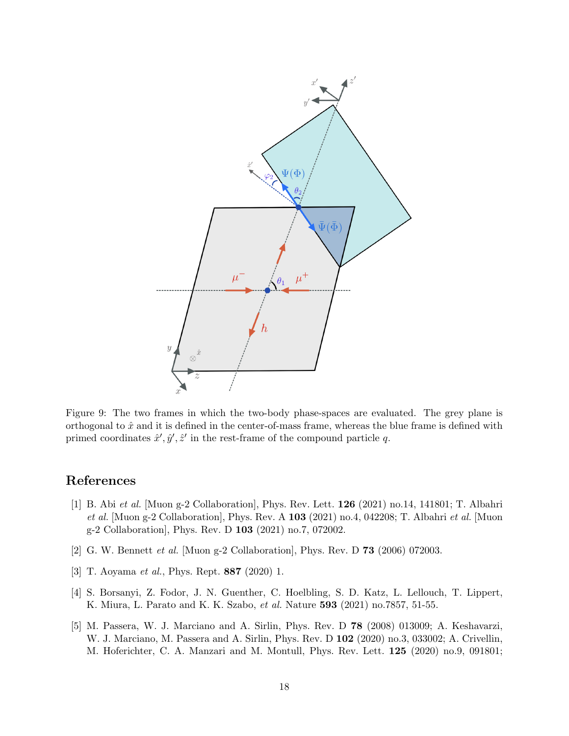Figure 9: The two frames in which the two-body phase-spaces are evaluated. The grey plane is orthogonal to $\hat{x}$ and it is defined in the center-of-mass frame, whereas the blue frame is defined with primed coordinates $\hat{x}', \hat{y}', \hat{z}'$ in the rest-frame of the compound particle $q$.

## References

[1] B. Abi *et al.* [Muon g-2 Collaboration], Phys. Rev. Lett. **126** (2021) no.14, 141801; T. Albahri *et al.* [Muon g-2 Collaboration], Phys. Rev. A **103** (2021) no.4, 042208; T. Albahri *et al.* [Muon g-2 Collaboration], Phys. Rev. D **103** (2021) no.7, 072002.

[2] G. W. Bennett *et al.* [Muon g-2 Collaboration], Phys. Rev. D **73** (2006) 072003.

[3] T. Aoyama *et al.*, Phys. Rept. **887** (2020) 1.

[4] S. Borsanyi, Z. Fodor, J. N. Guenther, C. Hoelbling, S. D. Katz, L. Lellouch, T. Lippert, K. Miura, L. Parato and K. K. Szabo, *et al.* Nature **593** (2021) no.7857, 51-55.

[5] M. Passera, W. J. Marciano and A. Sirlin, Phys. Rev. D **78** (2008) 013009; A. Keshavarzi, W. J. Marciano, M. Passera and A. Sirlin, Phys. Rev. D **102** (2020) no.3, 033002; A. Crivellin, M. Hoferichter, C. A. Manzari and M. Montull, Phys. Rev. Lett. **125** (2020) no.9, 091801;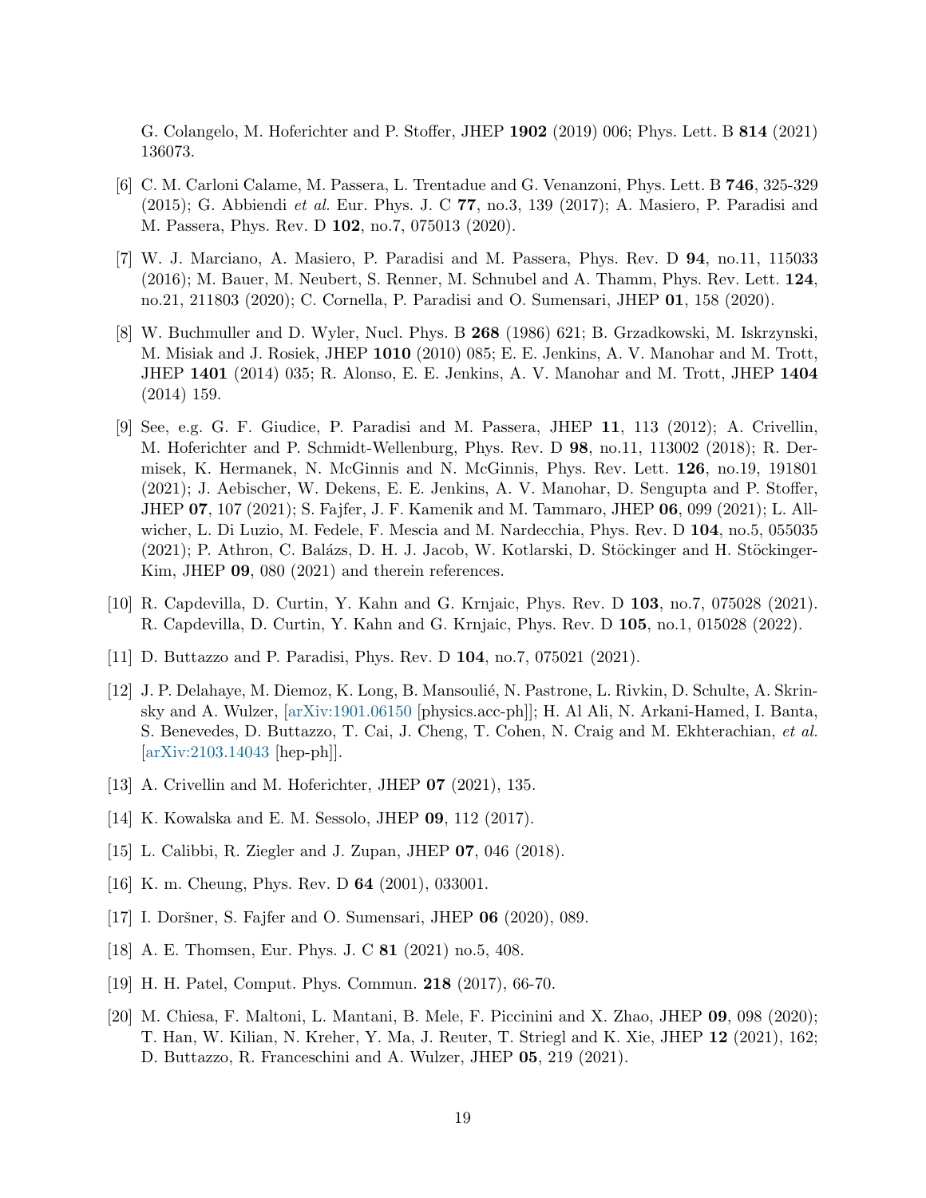G. Colangelo, M. Hoferichter and P. Stoffer, JHEP **1902** (2019) 006; Phys. Lett. B **814** (2021) 136073.

[6] C. M. Carloni Calame, M. Passera, L. Trentadue and G. Venanzoni, Phys. Lett. B **746**, 325-329 (2015); G. Abbiendi *et al.* Eur. Phys. J. C **77**, no.3, 139 (2017); A. Masiero, P. Paradisi and M. Passera, Phys. Rev. D **102**, no.7, 075013 (2020).

[7] W. J. Marciano, A. Masiero, P. Paradisi and M. Passera, Phys. Rev. D **94**, no.11, 115033 (2016); M. Bauer, M. Neubert, S. Renner, M. Schnubel and A. Thamm, Phys. Rev. Lett. **124**, no.21, 211803 (2020); C. Cornella, P. Paradisi and O. Sumensari, JHEP **01**, 158 (2020).

[8] W. Buchmuller and D. Wyler, Nucl. Phys. B **268** (1986) 621; B. Grzadkowski, M. Iskrzynski, M. Misiak and J. Rosiek, JHEP **1010** (2010) 085; E. E. Jenkins, A. V. Manohar and M. Trott, JHEP **1401** (2014) 035; R. Alonso, E. E. Jenkins, A. V. Manohar and M. Trott, JHEP **1404** (2014) 159.

[9] See, e.g. G. F. Giudice, P. Paradisi and M. Passera, JHEP **11**, 113 (2012); A. Crivellin, M. Hoferichter and P. Schmidt-Wellenburg, Phys. Rev. D **98**, no.11, 113002 (2018); R. Dermisek, K. Hermanek, N. McGinnis and N. McGinnis, Phys. Rev. Lett. **126**, no.19, 191801 (2021); J. Aebischer, W. Dekens, E. E. Jenkins, A. V. Manohar, D. Sengupta and P. Stoffer, JHEP **07**, 107 (2021); S. Fajfer, J. F. Kamenik and M. Tammaro, JHEP **06**, 099 (2021); L. Allwicher, L. Di Luzio, M. Fedele, F. Mescia and M. Nardecchia, Phys. Rev. D **104**, no.5, 055035 (2021); P. Athron, C. Balázs, D. H. J. Jacob, W. Kotlarski, D. Stöckinger and H. Stöckinger-Kim, JHEP **09**, 080 (2021) and therein references.

[10] R. Capdevilla, D. Curtin, Y. Kahn and G. Krnjaic, Phys. Rev. D **103**, no.7, 075028 (2021). R. Capdevilla, D. Curtin, Y. Kahn and G. Krnjaic, Phys. Rev. D **105**, no.1, 015028 (2022).

[11] D. Buttazzo and P. Paradisi, Phys. Rev. D **104**, no.7, 075021 (2021).

[12] J. P. Delahaye, M. Diemoz, K. Long, B. Mansoulié, N. Pastrone, L. Rivkin, D. Schulte, A. Skrinsky and A. Wulzer, [arXiv:1901.06150 [physics.acc-ph]]; H. Al Ali, N. Arkani-Hamed, I. Banta, S. Benevedes, D. Buttazzo, T. Cai, J. Cheng, T. Cohen, N. Craig and M. Ekhterachian, *et al.* [arXiv:2103.14043 [hep-ph]].

[13] A. Crivellin and M. Hoferichter, JHEP **07** (2021), 135.

[14] K. Kowalska and E. M. Sessolo, JHEP **09**, 112 (2017).

[15] L. Calibbi, R. Ziegler and J. Zupan, JHEP **07**, 046 (2018).

[16] K. m. Cheung, Phys. Rev. D **64** (2001), 033001.

[17] I. Doršner, S. Fajfer and O. Sumensari, JHEP **06** (2020), 089.

[18] A. E. Thomsen, Eur. Phys. J. C **81** (2021) no.5, 408.

[19] H. H. Patel, Comput. Phys. Commun. **218** (2017), 66-70.

[20] M. Chiesa, F. Maltoni, L. Mantani, B. Mele, F. Piccinini and X. Zhao, JHEP **09**, 098 (2020); T. Han, W. Kilian, N. Kreher, Y. Ma, J. Reuter, T. Striegl and K. Xie, JHEP **12** (2021), 162; D. Buttazzo, R. Franceschini and A. Wulzer, JHEP **05**, 219 (2021).